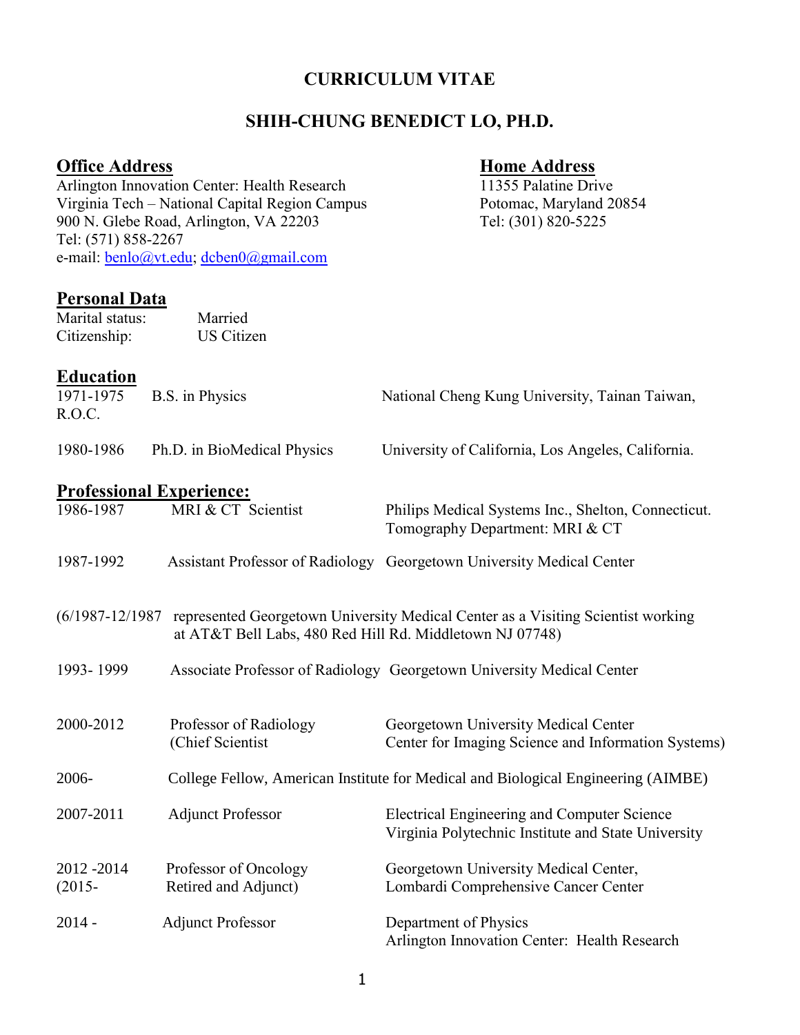# CURRICULUM VITAE

## SHIH-CHUNG BENEDICT LO, PH.D.

**Office Address**
Arlington Innovation Center: Health Research
Virginia Tech – National Capital Region Campus
900 N. Glebe Road, Arlington, VA 22203
Tel: (571) 858-2267
e-mail: benlo@vt.edu; dcben0@gmail.com

**Home Address**
11355 Palatine Drive
Potomac, Maryland 20854
Tel: (301) 820-5225

**Personal Data**

Marital status: Married
Citizenship: US Citizen

**Education**

| | | |
|---|---|---|
| 1971-1975 | B.S. in Physics | National Cheng Kung University, Tainan Taiwan, R.O.C. |
| 1980-1986 | Ph.D. in BioMedical Physics | University of California, Los Angeles, California. |

**Professional Experience:**

| | | |
|---|---|---|
| 1986-1987 | MRI & CT Scientist | Philips Medical Systems Inc., Shelton, Connecticut. Tomography Department: MRI & CT |
| 1987-1992 | Assistant Professor of Radiology | Georgetown University Medical Center |
| (6/1987-12/1987 | represented Georgetown University Medical Center as a Visiting Scientist working at AT&T Bell Labs, 480 Red Hill Rd. Middletown NJ 07748) | |
| 1993- 1999 | Associate Professor of Radiology | Georgetown University Medical Center |
| 2000-2012 | Professor of Radiology (Chief Scientist | Georgetown University Medical Center Center for Imaging Science and Information Systems) |
| 2006- | College Fellow, American Institute for Medical and Biological Engineering (AIMBE) | |
| 2007-2011 | Adjunct Professor | Electrical Engineering and Computer Science Virginia Polytechnic Institute and State University |
| 2012 -2014 (2015- | Professor of Oncology Retired and Adjunct) | Georgetown University Medical Center, Lombardi Comprehensive Cancer Center |
| 2014 - | Adjunct Professor | Department of Physics Arlington Innovation Center: Health Research |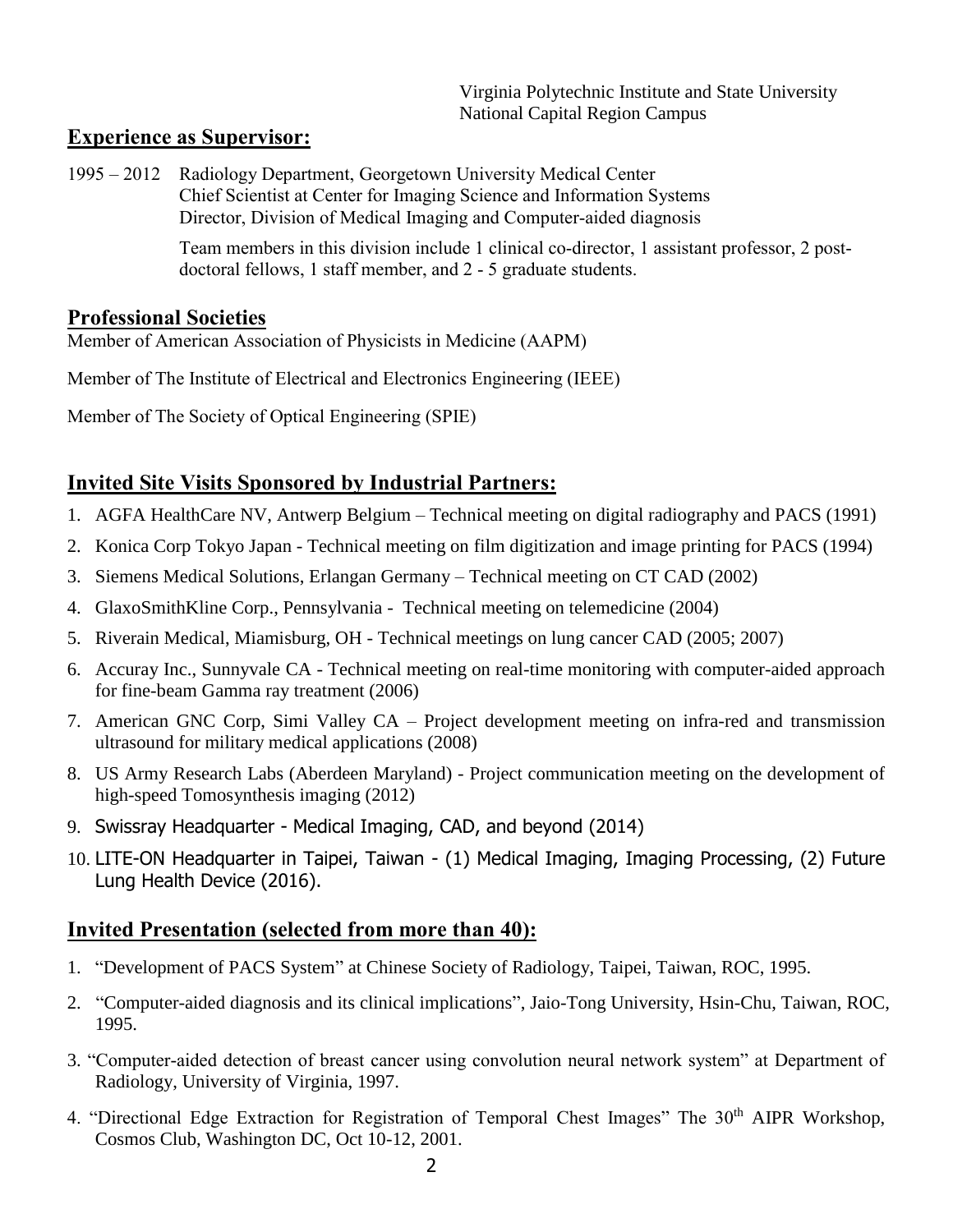Virginia Polytechnic Institute and State University
National Capital Region Campus

## Experience as Supervisor:

1995 – 2012 Radiology Department, Georgetown University Medical Center
Chief Scientist at Center for Imaging Science and Information Systems
Director, Division of Medical Imaging and Computer-aided diagnosis

Team members in this division include 1 clinical co-director, 1 assistant professor, 2 post-doctoral fellows, 1 staff member, and 2 - 5 graduate students.

## Professional Societies

Member of American Association of Physicists in Medicine (AAPM)

Member of The Institute of Electrical and Electronics Engineering (IEEE)

Member of The Society of Optical Engineering (SPIE)

## Invited Site Visits Sponsored by Industrial Partners:

1. AGFA HealthCare NV, Antwerp Belgium – Technical meeting on digital radiography and PACS (1991)
2. Konica Corp Tokyo Japan - Technical meeting on film digitization and image printing for PACS (1994)
3. Siemens Medical Solutions, Erlangan Germany – Technical meeting on CT CAD (2002)
4. GlaxoSmithKline Corp., Pennsylvania - Technical meeting on telemedicine (2004)
5. Riverain Medical, Miamisburg, OH - Technical meetings on lung cancer CAD (2005; 2007)
6. Accuray Inc., Sunnyvale CA - Technical meeting on real-time monitoring with computer-aided approach for fine-beam Gamma ray treatment (2006)
7. American GNC Corp, Simi Valley CA – Project development meeting on infra-red and transmission ultrasound for military medical applications (2008)
8. US Army Research Labs (Aberdeen Maryland) - Project communication meeting on the development of high-speed Tomosynthesis imaging (2012)
9. Swissray Headquarter - Medical Imaging, CAD, and beyond (2014)
10. LITE-ON Headquarter in Taipei, Taiwan - (1) Medical Imaging, Imaging Processing, (2) Future Lung Health Device (2016).

## Invited Presentation (selected from more than 40):

1. "Development of PACS System" at Chinese Society of Radiology, Taipei, Taiwan, ROC, 1995.
2. "Computer-aided diagnosis and its clinical implications", Jaio-Tong University, Hsin-Chu, Taiwan, ROC, 1995.
3. "Computer-aided detection of breast cancer using convolution neural network system" at Department of Radiology, University of Virginia, 1997.
4. "Directional Edge Extraction for Registration of Temporal Chest Images" The 30th AIPR Workshop, Cosmos Club, Washington DC, Oct 10-12, 2001.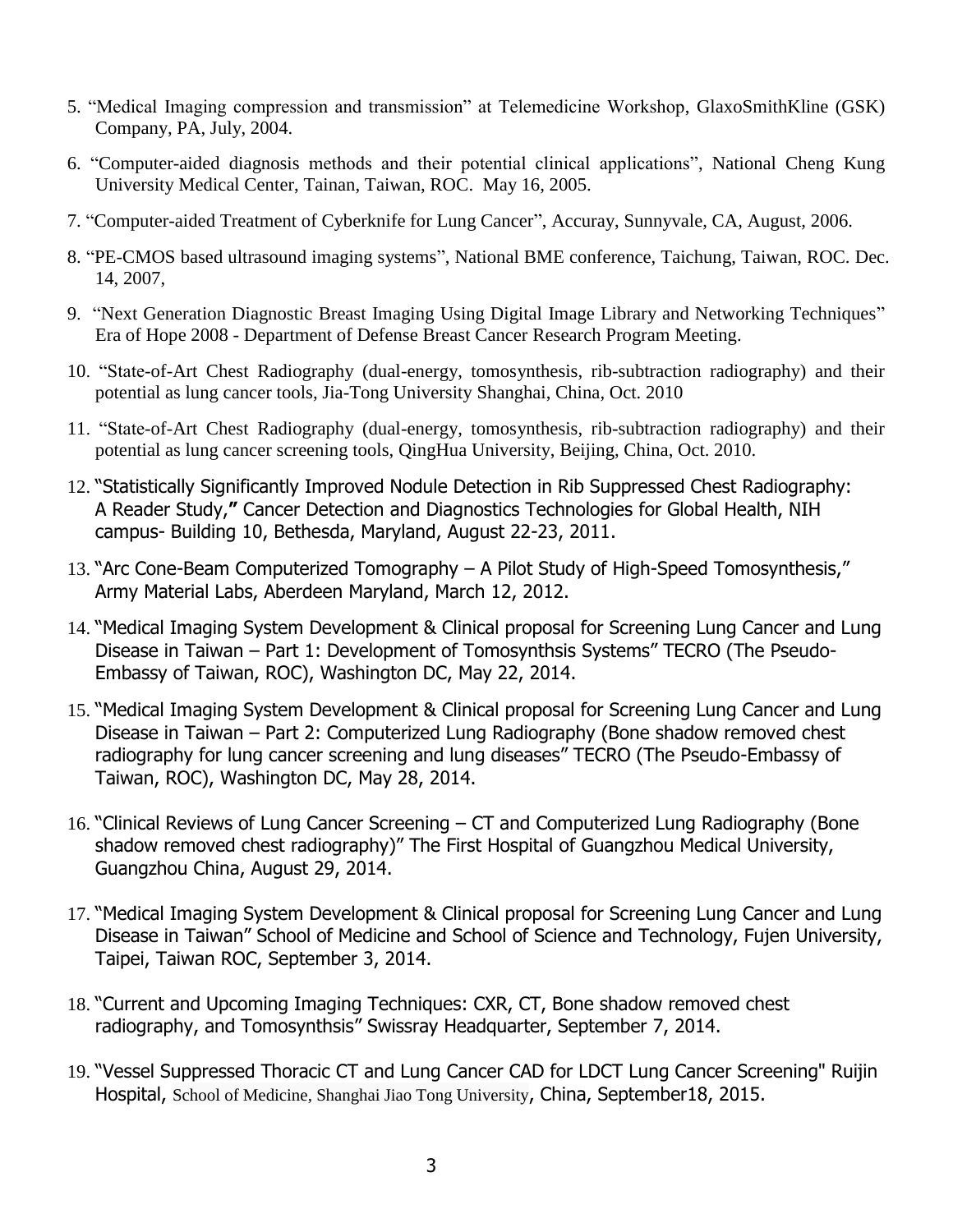5. “Medical Imaging compression and transmission” at Telemedicine Workshop, GlaxoSmithKline (GSK) Company, PA, July, 2004.

6. “Computer-aided diagnosis methods and their potential clinical applications”, National Cheng Kung University Medical Center, Tainan, Taiwan, ROC. May 16, 2005.

7. “Computer-aided Treatment of Cyberknife for Lung Cancer”, Accuray, Sunnyvale, CA, August, 2006.

8. “PE-CMOS based ultrasound imaging systems”, National BME conference, Taichung, Taiwan, ROC. Dec. 14, 2007,

9. “Next Generation Diagnostic Breast Imaging Using Digital Image Library and Networking Techniques” Era of Hope 2008 - Department of Defense Breast Cancer Research Program Meeting.

10. “State-of-Art Chest Radiography (dual-energy, tomosynthesis, rib-subtraction radiography) and their potential as lung cancer tools, Jia-Tong University Shanghai, China, Oct. 2010

11. “State-of-Art Chest Radiography (dual-energy, tomosynthesis, rib-subtraction radiography) and their potential as lung cancer screening tools, QingHua University, Beijing, China, Oct. 2010.

12. “Statistically Significantly Improved Nodule Detection in Rib Suppressed Chest Radiography: A Reader Study,**”** Cancer Detection and Diagnostics Technologies for Global Health, NIH campus- Building 10, Bethesda, Maryland, August 22-23, 2011.

13. “Arc Cone-Beam Computerized Tomography – A Pilot Study of High-Speed Tomosynthesis,” Army Material Labs, Aberdeen Maryland, March 12, 2012.

14. “Medical Imaging System Development & Clinical proposal for Screening Lung Cancer and Lung Disease in Taiwan – Part 1: Development of Tomosynthsis Systems” TECRO (The Pseudo-Embassy of Taiwan, ROC), Washington DC, May 22, 2014.

15. “Medical Imaging System Development & Clinical proposal for Screening Lung Cancer and Lung Disease in Taiwan – Part 2: Computerized Lung Radiography (Bone shadow removed chest radiography for lung cancer screening and lung diseases” TECRO (The Pseudo-Embassy of Taiwan, ROC), Washington DC, May 28, 2014.

16. “Clinical Reviews of Lung Cancer Screening – CT and Computerized Lung Radiography (Bone shadow removed chest radiography)” The First Hospital of Guangzhou Medical University, Guangzhou China, August 29, 2014.

17. “Medical Imaging System Development & Clinical proposal for Screening Lung Cancer and Lung Disease in Taiwan” School of Medicine and School of Science and Technology, Fujen University, Taipei, Taiwan ROC, September 3, 2014.

18. “Current and Upcoming Imaging Techniques: CXR, CT, Bone shadow removed chest radiography, and Tomosynthsis” Swissray Headquarter, September 7, 2014.

19. “Vessel Suppressed Thoracic CT and Lung Cancer CAD for LDCT Lung Cancer Screening" Ruijin Hospital, School of Medicine, Shanghai Jiao Tong University, China, September18, 2015.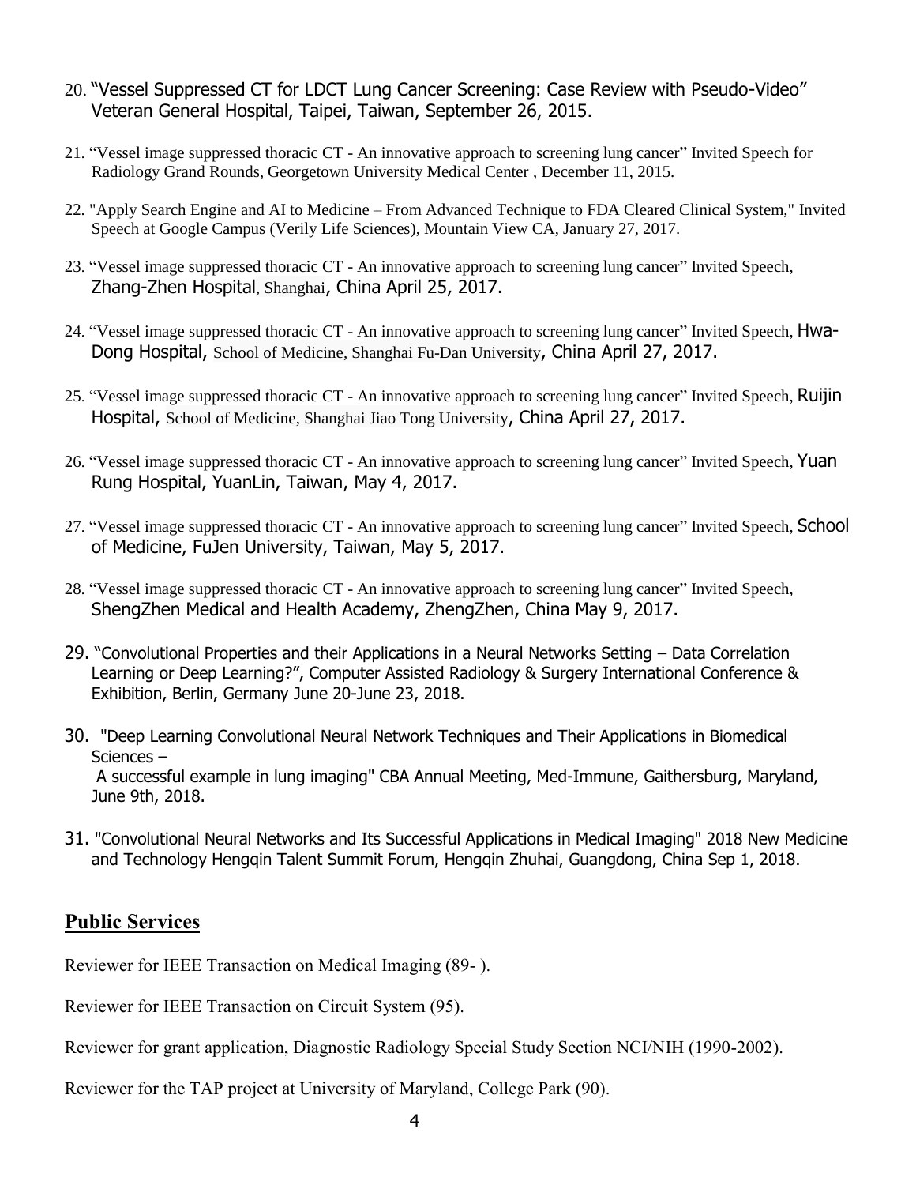20. "Vessel Suppressed CT for LDCT Lung Cancer Screening: Case Review with Pseudo-Video" Veteran General Hospital, Taipei, Taiwan, September 26, 2015.

21. "Vessel image suppressed thoracic CT - An innovative approach to screening lung cancer" Invited Speech for Radiology Grand Rounds, Georgetown University Medical Center , December 11, 2015.

22. "Apply Search Engine and AI to Medicine – From Advanced Technique to FDA Cleared Clinical System," Invited Speech at Google Campus (Verily Life Sciences), Mountain View CA, January 27, 2017.

23. "Vessel image suppressed thoracic CT - An innovative approach to screening lung cancer" Invited Speech, Zhang-Zhen Hospital, Shanghai, China April 25, 2017.

24. "Vessel image suppressed thoracic CT - An innovative approach to screening lung cancer" Invited Speech, Hwa-Dong Hospital, School of Medicine, Shanghai Fu-Dan University, China April 27, 2017.

25. "Vessel image suppressed thoracic CT - An innovative approach to screening lung cancer" Invited Speech, Ruijin Hospital, School of Medicine, Shanghai Jiao Tong University, China April 27, 2017.

26. "Vessel image suppressed thoracic CT - An innovative approach to screening lung cancer" Invited Speech, Yuan Rung Hospital, YuanLin, Taiwan, May 4, 2017.

27. "Vessel image suppressed thoracic CT - An innovative approach to screening lung cancer" Invited Speech, School of Medicine, FuJen University, Taiwan, May 5, 2017.

28. "Vessel image suppressed thoracic CT - An innovative approach to screening lung cancer" Invited Speech, ShengZhen Medical and Health Academy, ZhengZhen, China May 9, 2017.

29. "Convolutional Properties and their Applications in a Neural Networks Setting – Data Correlation Learning or Deep Learning?", Computer Assisted Radiology & Surgery International Conference & Exhibition, Berlin, Germany June 20-June 23, 2018.

30. "Deep Learning Convolutional Neural Network Techniques and Their Applications in Biomedical Sciences – A successful example in lung imaging" CBA Annual Meeting, Med-Immune, Gaithersburg, Maryland, June 9th, 2018.

31. "Convolutional Neural Networks and Its Successful Applications in Medical Imaging" 2018 New Medicine and Technology Hengqin Talent Summit Forum, Hengqin Zhuhai, Guangdong, China Sep 1, 2018.

## Public Services

Reviewer for IEEE Transaction on Medical Imaging (89- ).

Reviewer for IEEE Transaction on Circuit System (95).

Reviewer for grant application, Diagnostic Radiology Special Study Section NCI/NIH (1990-2002).

Reviewer for the TAP project at University of Maryland, College Park (90).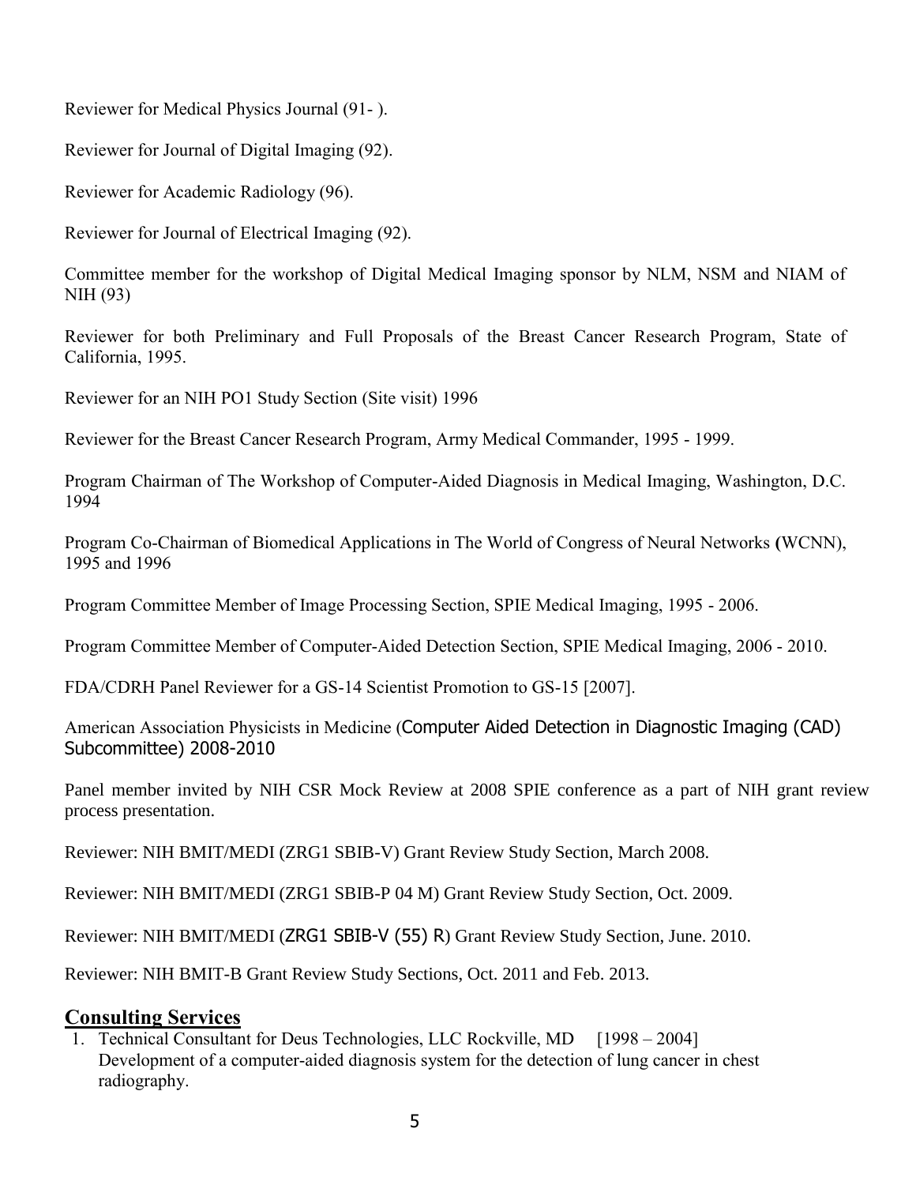Reviewer for Medical Physics Journal (91- ).

Reviewer for Journal of Digital Imaging (92).

Reviewer for Academic Radiology (96).

Reviewer for Journal of Electrical Imaging (92).

Committee member for the workshop of Digital Medical Imaging sponsor by NLM, NSM and NIAM of NIH (93)

Reviewer for both Preliminary and Full Proposals of the Breast Cancer Research Program, State of California, 1995.

Reviewer for an NIH PO1 Study Section (Site visit) 1996

Reviewer for the Breast Cancer Research Program, Army Medical Commander, 1995 - 1999.

Program Chairman of The Workshop of Computer-Aided Diagnosis in Medical Imaging, Washington, D.C. 1994

Program Co-Chairman of Biomedical Applications in The World of Congress of Neural Networks **(**WCNN), 1995 and 1996

Program Committee Member of Image Processing Section, SPIE Medical Imaging, 1995 - 2006.

Program Committee Member of Computer-Aided Detection Section, SPIE Medical Imaging, 2006 - 2010.

FDA/CDRH Panel Reviewer for a GS-14 Scientist Promotion to GS-15 [2007].

American Association Physicists in Medicine (Computer Aided Detection in Diagnostic Imaging (CAD) Subcommittee) 2008-2010

Panel member invited by NIH CSR Mock Review at 2008 SPIE conference as a part of NIH grant review process presentation.

Reviewer: NIH BMIT/MEDI (ZRG1 SBIB-V) Grant Review Study Section, March 2008.

Reviewer: NIH BMIT/MEDI (ZRG1 SBIB-P 04 M) Grant Review Study Section, Oct. 2009.

Reviewer: NIH BMIT/MEDI (ZRG1 SBIB-V (55) R) Grant Review Study Section, June. 2010.

Reviewer: NIH BMIT-B Grant Review Study Sections, Oct. 2011 and Feb. 2013.

## Consulting Services

1. Technical Consultant for Deus Technologies, LLC Rockville, MD [1998 – 2004]
   Development of a computer-aided diagnosis system for the detection of lung cancer in chest radiography.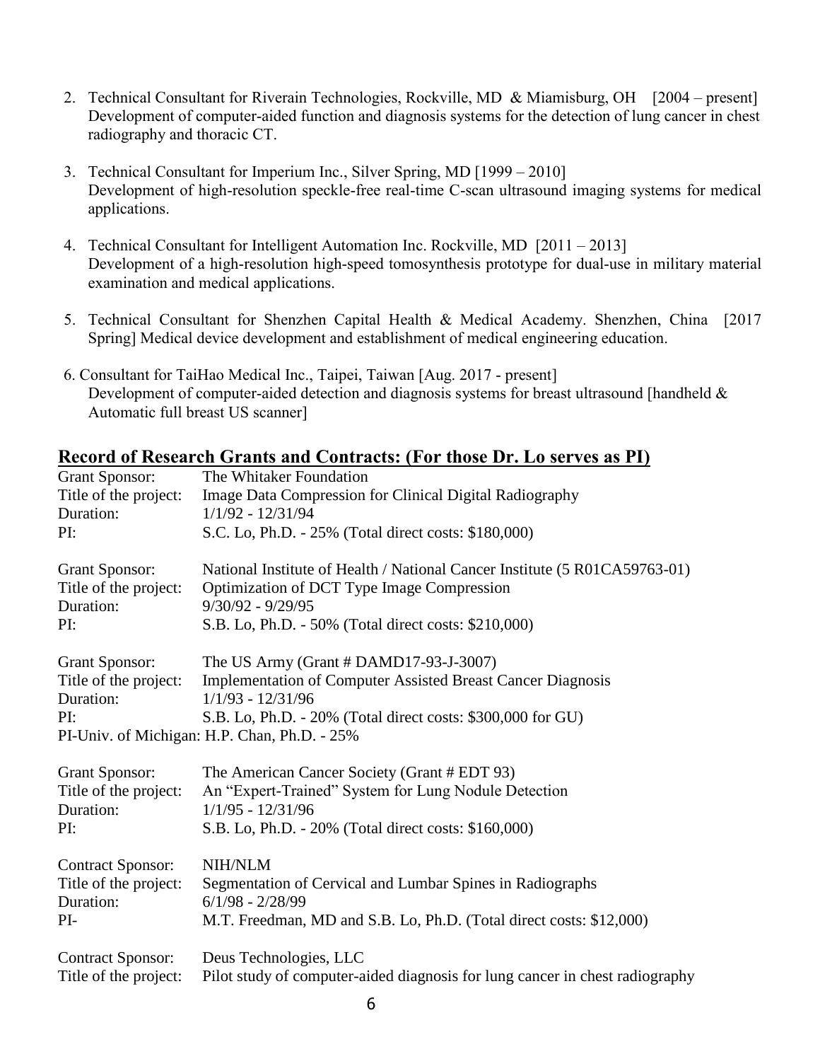2. Technical Consultant for Riverain Technologies, Rockville, MD & Miamisburg, OH [2004 – present] Development of computer-aided function and diagnosis systems for the detection of lung cancer in chest radiography and thoracic CT.

3. Technical Consultant for Imperium Inc., Silver Spring, MD [1999 – 2010] Development of high-resolution speckle-free real-time C-scan ultrasound imaging systems for medical applications.

4. Technical Consultant for Intelligent Automation Inc. Rockville, MD [2011 – 2013] Development of a high-resolution high-speed tomosynthesis prototype for dual-use in military material examination and medical applications.

5. Technical Consultant for Shenzhen Capital Health & Medical Academy. Shenzhen, China [2017 Spring] Medical device development and establishment of medical engineering education.

6. Consultant for TaiHao Medical Inc., Taipei, Taiwan [Aug. 2017 - present] Development of computer-aided detection and diagnosis systems for breast ultrasound [handheld & Automatic full breast US scanner]

## Record of Research Grants and Contracts: (For those Dr. Lo serves as PI)

Grant Sponsor: The Whitaker Foundation
Title of the project: Image Data Compression for Clinical Digital Radiography
Duration: 1/1/92 - 12/31/94
PI: S.C. Lo, Ph.D. - 25% (Total direct costs: $180,000)

Grant Sponsor: National Institute of Health / National Cancer Institute (5 R01CA59763-01)
Title of the project: Optimization of DCT Type Image Compression
Duration: 9/30/92 - 9/29/95
PI: S.B. Lo, Ph.D. - 50% (Total direct costs: $210,000)

Grant Sponsor: The US Army (Grant # DAMD17-93-J-3007)
Title of the project: Implementation of Computer Assisted Breast Cancer Diagnosis
Duration: 1/1/93 - 12/31/96
PI: S.B. Lo, Ph.D. - 20% (Total direct costs: $300,000 for GU)
PI-Univ. of Michigan: H.P. Chan, Ph.D. - 25%

Grant Sponsor: The American Cancer Society (Grant # EDT 93)
Title of the project: An "Expert-Trained" System for Lung Nodule Detection
Duration: 1/1/95 - 12/31/96
PI: S.B. Lo, Ph.D. - 20% (Total direct costs: $160,000)

Contract Sponsor: NIH/NLM
Title of the project: Segmentation of Cervical and Lumbar Spines in Radiographs
Duration: 6/1/98 - 2/28/99
PI- M.T. Freedman, MD and S.B. Lo, Ph.D. (Total direct costs: $12,000)

Contract Sponsor: Deus Technologies, LLC
Title of the project: Pilot study of computer-aided diagnosis for lung cancer in chest radiography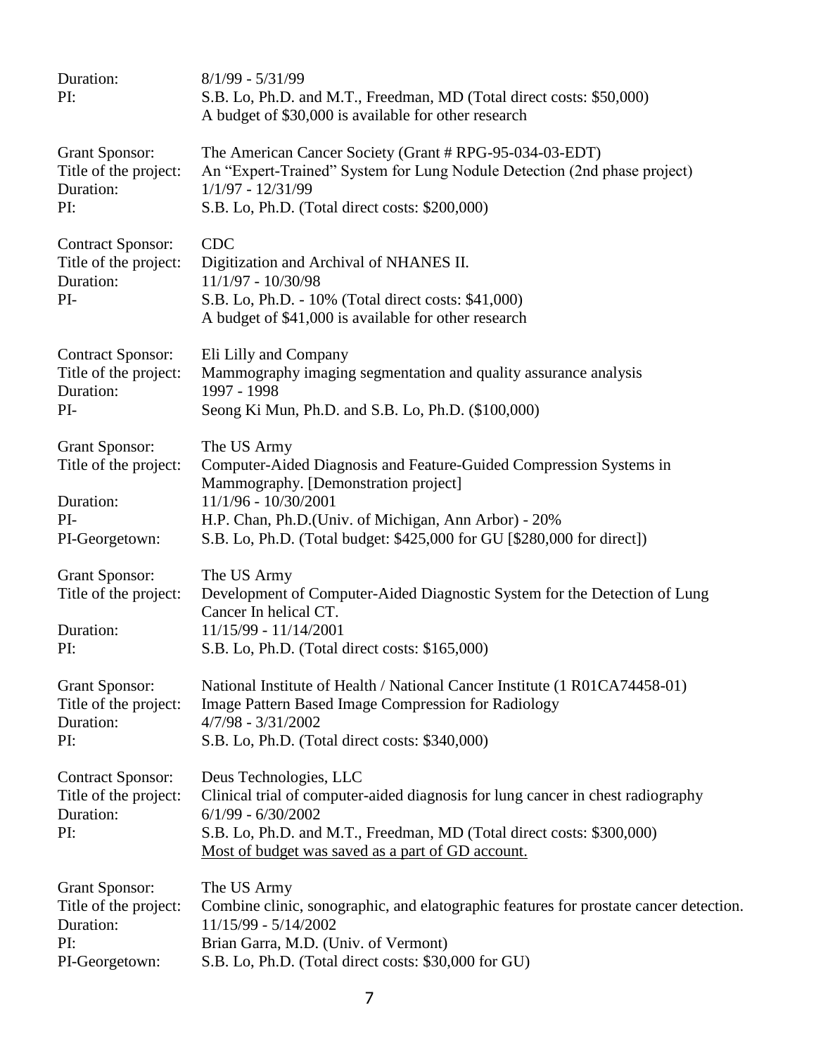Duration: 8/1/99 - 5/31/99
PI: S.B. Lo, Ph.D. and M.T., Freedman, MD (Total direct costs: $50,000)
A budget of $30,000 is available for other research

Grant Sponsor: The American Cancer Society (Grant # RPG-95-034-03-EDT)
Title of the project: An "Expert-Trained" System for Lung Nodule Detection (2nd phase project)
Duration: 1/1/97 - 12/31/99
PI: S.B. Lo, Ph.D. (Total direct costs: $200,000)

Contract Sponsor: CDC
Title of the project: Digitization and Archival of NHANES II.
Duration: 11/1/97 - 10/30/98
PI- S.B. Lo, Ph.D. - 10% (Total direct costs: $41,000)
A budget of $41,000 is available for other research

Contract Sponsor: Eli Lilly and Company
Title of the project: Mammography imaging segmentation and quality assurance analysis
Duration: 1997 - 1998
PI- Seong Ki Mun, Ph.D. and S.B. Lo, Ph.D. ($100,000)

Grant Sponsor: The US Army
Title of the project: Computer-Aided Diagnosis and Feature-Guided Compression Systems in Mammography. [Demonstration project]
Duration: 11/1/96 - 10/30/2001
PI- H.P. Chan, Ph.D.(Univ. of Michigan, Ann Arbor) - 20%
PI-Georgetown: S.B. Lo, Ph.D. (Total budget: $425,000 for GU [$280,000 for direct])

Grant Sponsor: The US Army
Title of the project: Development of Computer-Aided Diagnostic System for the Detection of Lung Cancer In helical CT.
Duration: 11/15/99 - 11/14/2001
PI: S.B. Lo, Ph.D. (Total direct costs: $165,000)

Grant Sponsor: National Institute of Health / National Cancer Institute (1 R01CA74458-01)
Title of the project: Image Pattern Based Image Compression for Radiology
Duration: 4/7/98 - 3/31/2002
PI: S.B. Lo, Ph.D. (Total direct costs: $340,000)

Contract Sponsor: Deus Technologies, LLC
Title of the project: Clinical trial of computer-aided diagnosis for lung cancer in chest radiography
Duration: 6/1/99 - 6/30/2002
PI: S.B. Lo, Ph.D. and M.T., Freedman, MD (Total direct costs: $300,000)
<u>Most of budget was saved as a part of GD account.</u>

Grant Sponsor: The US Army
Title of the project: Combine clinic, sonographic, and elatographic features for prostate cancer detection.
Duration: 11/15/99 - 5/14/2002
PI: Brian Garra, M.D. (Univ. of Vermont)
PI-Georgetown: S.B. Lo, Ph.D. (Total direct costs: $30,000 for GU)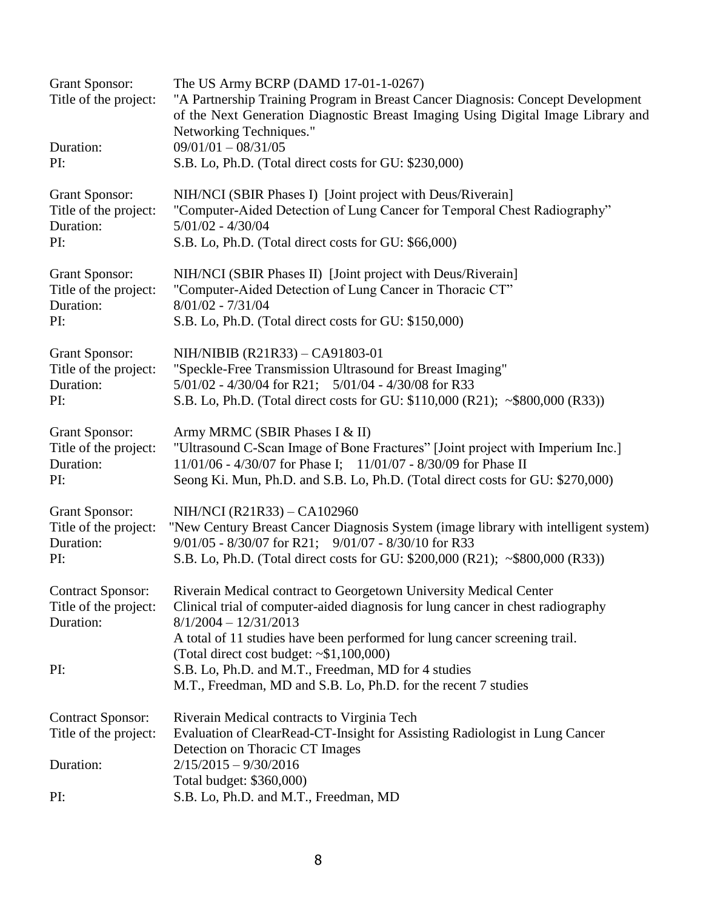Grant Sponsor: The US Army BCRP (DAMD 17-01-1-0267)
Title of the project: "A Partnership Training Program in Breast Cancer Diagnosis: Concept Development of the Next Generation Diagnostic Breast Imaging Using Digital Image Library and Networking Techniques."
Duration: 09/01/01 – 08/31/05
PI: S.B. Lo, Ph.D. (Total direct costs for GU: $230,000)

Grant Sponsor: NIH/NCI (SBIR Phases I) [Joint project with Deus/Riverain]
Title of the project: "Computer-Aided Detection of Lung Cancer for Temporal Chest Radiography"
Duration: 5/01/02 - 4/30/04
PI: S.B. Lo, Ph.D. (Total direct costs for GU: $66,000)

Grant Sponsor: NIH/NCI (SBIR Phases II) [Joint project with Deus/Riverain]
Title of the project: "Computer-Aided Detection of Lung Cancer in Thoracic CT"
Duration: 8/01/02 - 7/31/04
PI: S.B. Lo, Ph.D. (Total direct costs for GU: $150,000)

Grant Sponsor: NIH/NIBIB (R21R33) – CA91803-01
Title of the project: "Speckle-Free Transmission Ultrasound for Breast Imaging"
Duration: 5/01/02 - 4/30/04 for R21; 5/01/04 - 4/30/08 for R33
PI: S.B. Lo, Ph.D. (Total direct costs for GU: $110,000 (R21); ~$800,000 (R33))

Grant Sponsor: Army MRMC (SBIR Phases I & II)
Title of the project: "Ultrasound C-Scan Image of Bone Fractures" [Joint project with Imperium Inc.]
Duration: 11/01/06 - 4/30/07 for Phase I; 11/01/07 - 8/30/09 for Phase II
PI: Seong Ki. Mun, Ph.D. and S.B. Lo, Ph.D. (Total direct costs for GU: $270,000)

Grant Sponsor: NIH/NCI (R21R33) – CA102960
Title of the project: "New Century Breast Cancer Diagnosis System (image library with intelligent system)
Duration: 9/01/05 - 8/30/07 for R21; 9/01/07 - 8/30/10 for R33
PI: S.B. Lo, Ph.D. (Total direct costs for GU: $200,000 (R21); ~$800,000 (R33))

Contract Sponsor: Riverain Medical contract to Georgetown University Medical Center
Title of the project: Clinical trial of computer-aided diagnosis for lung cancer in chest radiography
Duration: 8/1/2004 – 12/31/2013
A total of 11 studies have been performed for lung cancer screening trail.
(Total direct cost budget: ~$1,100,000)
PI: S.B. Lo, Ph.D. and M.T., Freedman, MD for 4 studies
M.T., Freedman, MD and S.B. Lo, Ph.D. for the recent 7 studies

Contract Sponsor: Riverain Medical contracts to Virginia Tech
Title of the project: Evaluation of ClearRead-CT-Insight for Assisting Radiologist in Lung Cancer Detection on Thoracic CT Images
Duration: 2/15/2015 – 9/30/2016
Total budget: $360,000)
PI: S.B. Lo, Ph.D. and M.T., Freedman, MD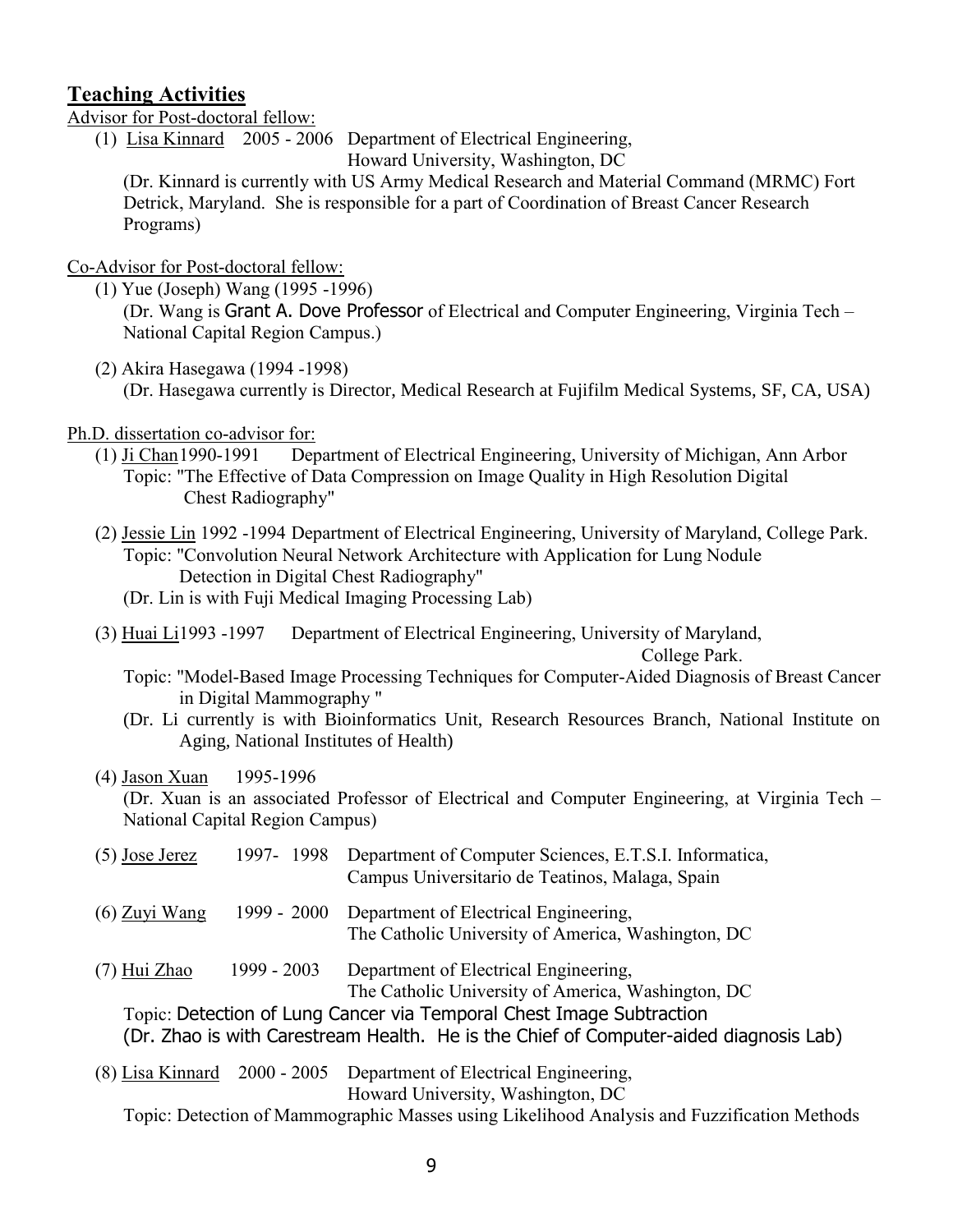## Teaching Activities

Advisor for Post-doctoral fellow:

(1) Lisa Kinnard 2005 - 2006 Department of Electrical Engineering, Howard University, Washington, DC

(Dr. Kinnard is currently with US Army Medical Research and Material Command (MRMC) Fort Detrick, Maryland. She is responsible for a part of Coordination of Breast Cancer Research Programs)

Co-Advisor for Post-doctoral fellow:

(1) Yue (Joseph) Wang (1995 -1996)

(Dr. Wang is Grant A. Dove Professor of Electrical and Computer Engineering, Virginia Tech – National Capital Region Campus.)

(2) Akira Hasegawa (1994 -1998)

(Dr. Hasegawa currently is Director, Medical Research at Fujifilm Medical Systems, SF, CA, USA)

Ph.D. dissertation co-advisor for:

(1) Ji Chan 1990-1991 Department of Electrical Engineering, University of Michigan, Ann Arbor

Topic: "The Effective of Data Compression on Image Quality in High Resolution Digital Chest Radiography"

(2) Jessie Lin 1992 -1994 Department of Electrical Engineering, University of Maryland, College Park.

Topic: "Convolution Neural Network Architecture with Application for Lung Nodule Detection in Digital Chest Radiography"

(Dr. Lin is with Fuji Medical Imaging Processing Lab)

(3) Huai Li 1993 -1997 Department of Electrical Engineering, University of Maryland, College Park.

Topic: "Model-Based Image Processing Techniques for Computer-Aided Diagnosis of Breast Cancer in Digital Mammography "

(Dr. Li currently is with Bioinformatics Unit, Research Resources Branch, National Institute on Aging, National Institutes of Health)

(4) Jason Xuan 1995-1996

(Dr. Xuan is an associated Professor of Electrical and Computer Engineering, at Virginia Tech – National Capital Region Campus)

(5) Jose Jerez 1997- 1998 Department of Computer Sciences, E.T.S.I. Informatica, Campus Universitario de Teatinos, Malaga, Spain

(6) Zuyi Wang 1999 - 2000 Department of Electrical Engineering, The Catholic University of America, Washington, DC

(7) Hui Zhao 1999 - 2003 Department of Electrical Engineering, The Catholic University of America, Washington, DC

Topic: Detection of Lung Cancer via Temporal Chest Image Subtraction

(Dr. Zhao is with Carestream Health. He is the Chief of Computer-aided diagnosis Lab)

(8) Lisa Kinnard 2000 - 2005 Department of Electrical Engineering, Howard University, Washington, DC

Topic: Detection of Mammographic Masses using Likelihood Analysis and Fuzzification Methods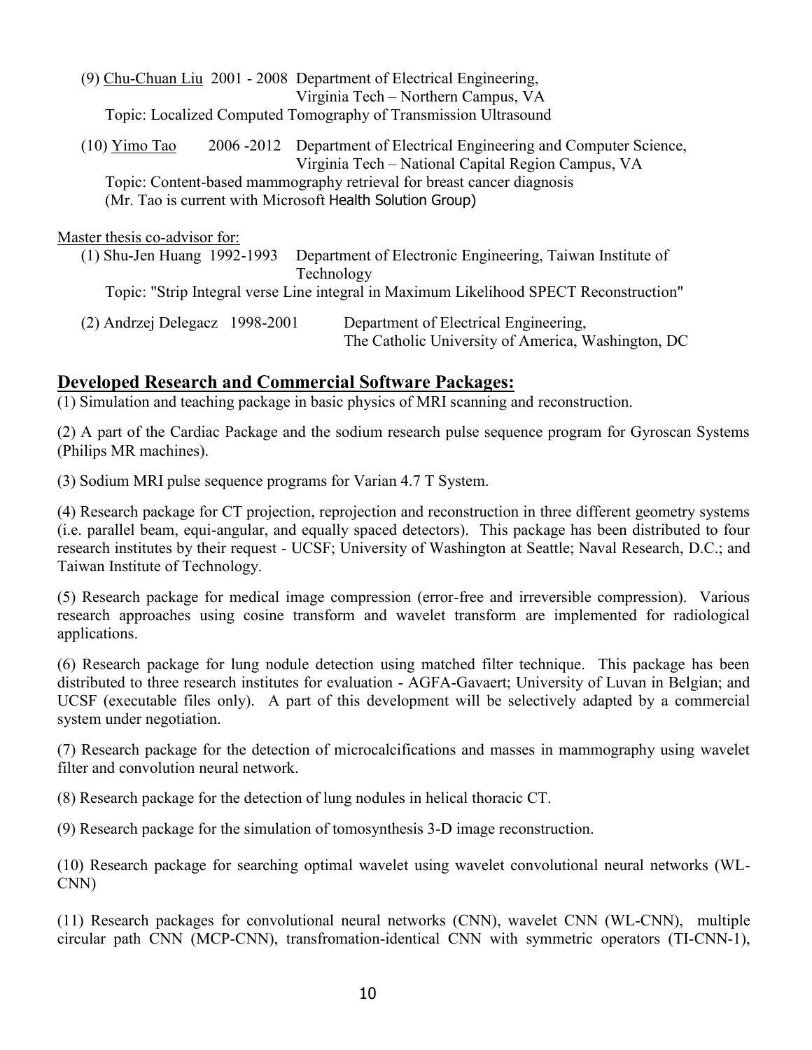(9) Chu-Chuan Liu 2001 - 2008 Department of Electrical Engineering,
Virginia Tech – Northern Campus, VA
Topic: Localized Computed Tomography of Transmission Ultrasound

(10) Yimo Tao 2006 -2012 Department of Electrical Engineering and Computer Science,
Virginia Tech – National Capital Region Campus, VA
Topic: Content-based mammography retrieval for breast cancer diagnosis
(Mr. Tao is current with Microsoft Health Solution Group)

Master thesis co-advisor for:

(1) Shu-Jen Huang 1992-1993 Department of Electronic Engineering, Taiwan Institute of Technology
Topic: "Strip Integral verse Line integral in Maximum Likelihood SPECT Reconstruction"

(2) Andrzej Delegacz 1998-2001 Department of Electrical Engineering,
The Catholic University of America, Washington, DC

## Developed Research and Commercial Software Packages:

(1) Simulation and teaching package in basic physics of MRI scanning and reconstruction.

(2) A part of the Cardiac Package and the sodium research pulse sequence program for Gyroscan Systems (Philips MR machines).

(3) Sodium MRI pulse sequence programs for Varian 4.7 T System.

(4) Research package for CT projection, reprojection and reconstruction in three different geometry systems (i.e. parallel beam, equi-angular, and equally spaced detectors). This package has been distributed to four research institutes by their request - UCSF; University of Washington at Seattle; Naval Research, D.C.; and Taiwan Institute of Technology.

(5) Research package for medical image compression (error-free and irreversible compression). Various research approaches using cosine transform and wavelet transform are implemented for radiological applications.

(6) Research package for lung nodule detection using matched filter technique. This package has been distributed to three research institutes for evaluation - AGFA-Gavaert; University of Luvan in Belgian; and UCSF (executable files only). A part of this development will be selectively adapted by a commercial system under negotiation.

(7) Research package for the detection of microcalcifications and masses in mammography using wavelet filter and convolution neural network.

(8) Research package for the detection of lung nodules in helical thoracic CT.

(9) Research package for the simulation of tomosynthesis 3-D image reconstruction.

(10) Research package for searching optimal wavelet using wavelet convolutional neural networks (WL-CNN)

(11) Research packages for convolutional neural networks (CNN), wavelet CNN (WL-CNN), multiple circular path CNN (MCP-CNN), transfromation-identical CNN with symmetric operators (TI-CNN-1),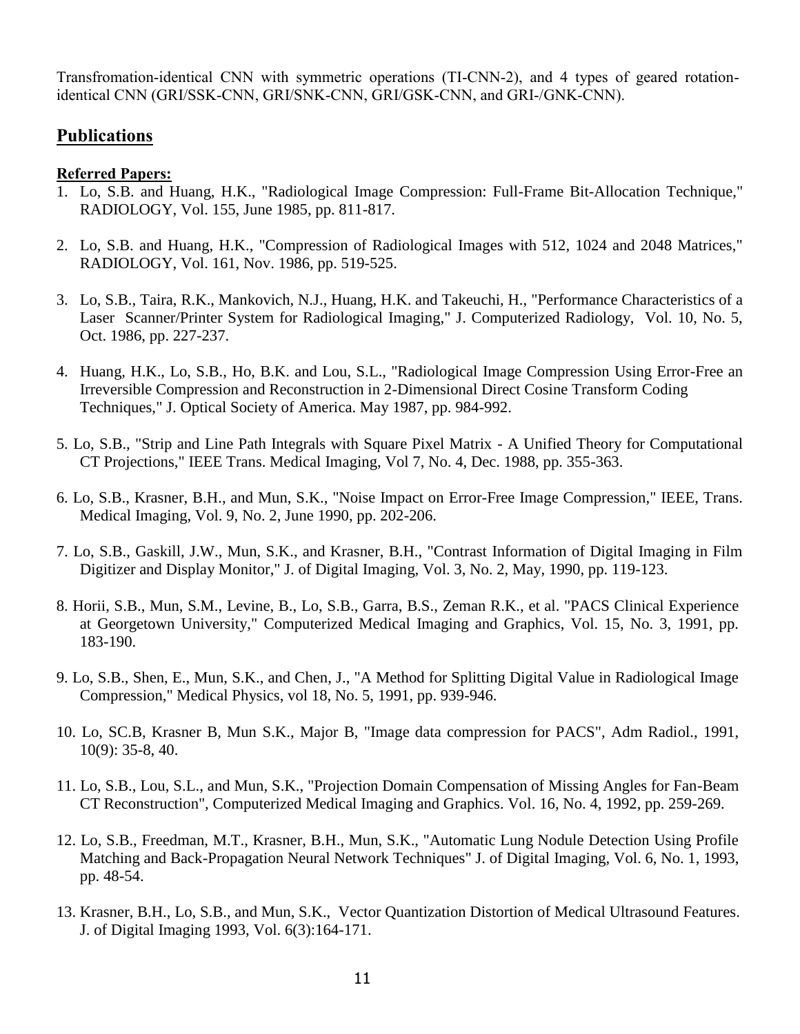Transfromation-identical CNN with symmetric operations (TI-CNN-2), and 4 types of geared rotation-identical CNN (GRI/SSK-CNN, GRI/SNK-CNN, GRI/GSK-CNN, and GRI-/GNK-CNN).

## Publications

**Referred Papers:**

1. Lo, S.B. and Huang, H.K., "Radiological Image Compression: Full-Frame Bit-Allocation Technique," RADIOLOGY, Vol. 155, June 1985, pp. 811-817.

2. Lo, S.B. and Huang, H.K., "Compression of Radiological Images with 512, 1024 and 2048 Matrices," RADIOLOGY, Vol. 161, Nov. 1986, pp. 519-525.

3. Lo, S.B., Taira, R.K., Mankovich, N.J., Huang, H.K. and Takeuchi, H., "Performance Characteristics of a Laser Scanner/Printer System for Radiological Imaging," J. Computerized Radiology, Vol. 10, No. 5, Oct. 1986, pp. 227-237.

4. Huang, H.K., Lo, S.B., Ho, B.K. and Lou, S.L., "Radiological Image Compression Using Error-Free an Irreversible Compression and Reconstruction in 2-Dimensional Direct Cosine Transform Coding Techniques," J. Optical Society of America. May 1987, pp. 984-992.

5. Lo, S.B., "Strip and Line Path Integrals with Square Pixel Matrix - A Unified Theory for Computational CT Projections," IEEE Trans. Medical Imaging, Vol 7, No. 4, Dec. 1988, pp. 355-363.

6. Lo, S.B., Krasner, B.H., and Mun, S.K., "Noise Impact on Error-Free Image Compression," IEEE, Trans. Medical Imaging, Vol. 9, No. 2, June 1990, pp. 202-206.

7. Lo, S.B., Gaskill, J.W., Mun, S.K., and Krasner, B.H., "Contrast Information of Digital Imaging in Film Digitizer and Display Monitor," J. of Digital Imaging, Vol. 3, No. 2, May, 1990, pp. 119-123.

8. Horii, S.B., Mun, S.M., Levine, B., Lo, S.B., Garra, B.S., Zeman R.K., et al. "PACS Clinical Experience at Georgetown University," Computerized Medical Imaging and Graphics, Vol. 15, No. 3, 1991, pp. 183-190.

9. Lo, S.B., Shen, E., Mun, S.K., and Chen, J., "A Method for Splitting Digital Value in Radiological Image Compression," Medical Physics, vol 18, No. 5, 1991, pp. 939-946.

10. Lo, SC.B, Krasner B, Mun S.K., Major B, "Image data compression for PACS", Adm Radiol., 1991, 10(9): 35-8, 40.

11. Lo, S.B., Lou, S.L., and Mun, S.K., "Projection Domain Compensation of Missing Angles for Fan-Beam CT Reconstruction", Computerized Medical Imaging and Graphics. Vol. 16, No. 4, 1992, pp. 259-269.

12. Lo, S.B., Freedman, M.T., Krasner, B.H., Mun, S.K., "Automatic Lung Nodule Detection Using Profile Matching and Back-Propagation Neural Network Techniques" J. of Digital Imaging, Vol. 6, No. 1, 1993, pp. 48-54.

13. Krasner, B.H., Lo, S.B., and Mun, S.K., Vector Quantization Distortion of Medical Ultrasound Features. J. of Digital Imaging 1993, Vol. 6(3):164-171.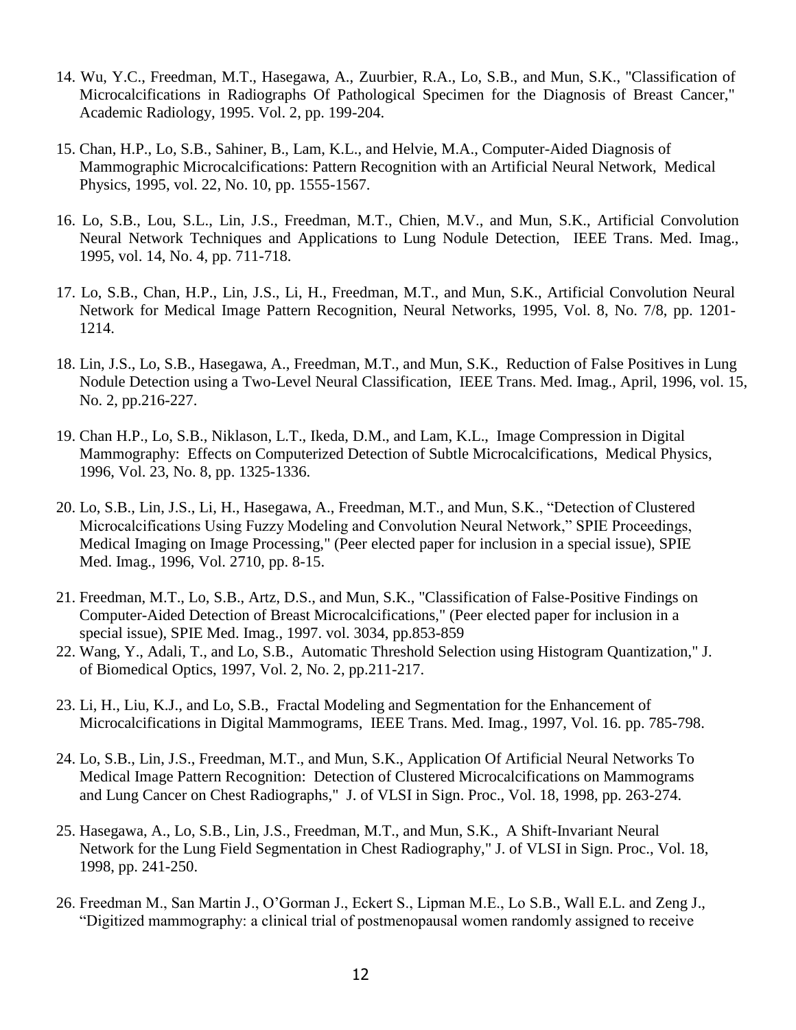14. Wu, Y.C., Freedman, M.T., Hasegawa, A., Zuurbier, R.A., Lo, S.B., and Mun, S.K., "Classification of Microcalcifications in Radiographs Of Pathological Specimen for the Diagnosis of Breast Cancer," Academic Radiology, 1995. Vol. 2, pp. 199-204.

15. Chan, H.P., Lo, S.B., Sahiner, B., Lam, K.L., and Helvie, M.A., Computer-Aided Diagnosis of Mammographic Microcalcifications: Pattern Recognition with an Artificial Neural Network, Medical Physics, 1995, vol. 22, No. 10, pp. 1555-1567.

16. Lo, S.B., Lou, S.L., Lin, J.S., Freedman, M.T., Chien, M.V., and Mun, S.K., Artificial Convolution Neural Network Techniques and Applications to Lung Nodule Detection, IEEE Trans. Med. Imag., 1995, vol. 14, No. 4, pp. 711-718.

17. Lo, S.B., Chan, H.P., Lin, J.S., Li, H., Freedman, M.T., and Mun, S.K., Artificial Convolution Neural Network for Medical Image Pattern Recognition, Neural Networks, 1995, Vol. 8, No. 7/8, pp. 1201-1214.

18. Lin, J.S., Lo, S.B., Hasegawa, A., Freedman, M.T., and Mun, S.K., Reduction of False Positives in Lung Nodule Detection using a Two-Level Neural Classification, IEEE Trans. Med. Imag., April, 1996, vol. 15, No. 2, pp.216-227.

19. Chan H.P., Lo, S.B., Niklason, L.T., Ikeda, D.M., and Lam, K.L., Image Compression in Digital Mammography: Effects on Computerized Detection of Subtle Microcalcifications, Medical Physics, 1996, Vol. 23, No. 8, pp. 1325-1336.

20. Lo, S.B., Lin, J.S., Li, H., Hasegawa, A., Freedman, M.T., and Mun, S.K., "Detection of Clustered Microcalcifications Using Fuzzy Modeling and Convolution Neural Network," SPIE Proceedings, Medical Imaging on Image Processing," (Peer elected paper for inclusion in a special issue), SPIE Med. Imag., 1996, Vol. 2710, pp. 8-15.

21. Freedman, M.T., Lo, S.B., Artz, D.S., and Mun, S.K., "Classification of False-Positive Findings on Computer-Aided Detection of Breast Microcalcifications," (Peer elected paper for inclusion in a special issue), SPIE Med. Imag., 1997. vol. 3034, pp.853-859

22. Wang, Y., Adali, T., and Lo, S.B., Automatic Threshold Selection using Histogram Quantization," J. of Biomedical Optics, 1997, Vol. 2, No. 2, pp.211-217.

23. Li, H., Liu, K.J., and Lo, S.B., Fractal Modeling and Segmentation for the Enhancement of Microcalcifications in Digital Mammograms, IEEE Trans. Med. Imag., 1997, Vol. 16. pp. 785-798.

24. Lo, S.B., Lin, J.S., Freedman, M.T., and Mun, S.K., Application Of Artificial Neural Networks To Medical Image Pattern Recognition: Detection of Clustered Microcalcifications on Mammograms and Lung Cancer on Chest Radiographs," J. of VLSI in Sign. Proc., Vol. 18, 1998, pp. 263-274.

25. Hasegawa, A., Lo, S.B., Lin, J.S., Freedman, M.T., and Mun, S.K., A Shift-Invariant Neural Network for the Lung Field Segmentation in Chest Radiography," J. of VLSI in Sign. Proc., Vol. 18, 1998, pp. 241-250.

26. Freedman M., San Martin J., O'Gorman J., Eckert S., Lipman M.E., Lo S.B., Wall E.L. and Zeng J., "Digitized mammography: a clinical trial of postmenopausal women randomly assigned to receive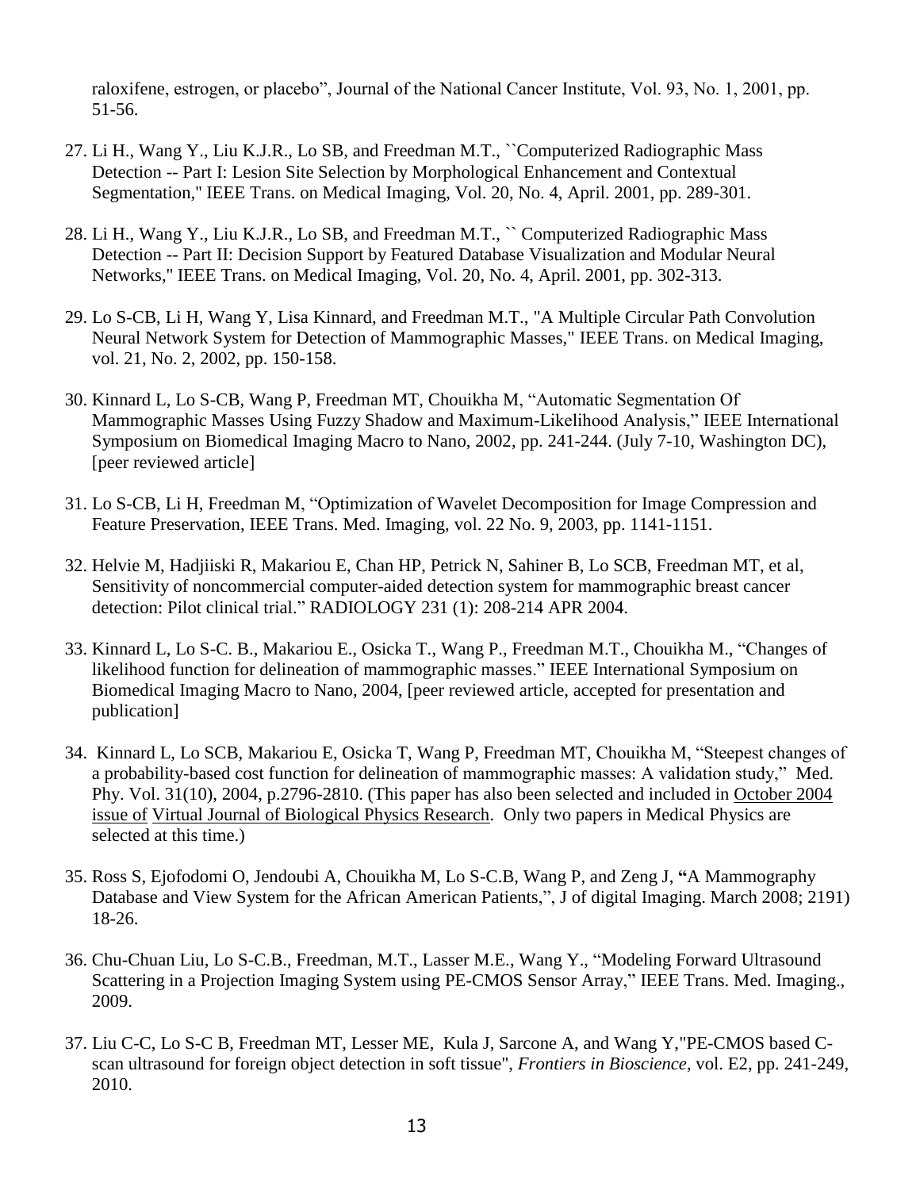raloxifene, estrogen, or placebo", Journal of the National Cancer Institute, Vol. 93, No. 1, 2001, pp. 51-56.

27. Li H., Wang Y., Liu K.J.R., Lo SB, and Freedman M.T., ``Computerized Radiographic Mass Detection -- Part I: Lesion Site Selection by Morphological Enhancement and Contextual Segmentation," IEEE Trans. on Medical Imaging, Vol. 20, No. 4, April. 2001, pp. 289-301.

28. Li H., Wang Y., Liu K.J.R., Lo SB, and Freedman M.T., `` Computerized Radiographic Mass Detection -- Part II: Decision Support by Featured Database Visualization and Modular Neural Networks," IEEE Trans. on Medical Imaging, Vol. 20, No. 4, April. 2001, pp. 302-313.

29. Lo S-CB, Li H, Wang Y, Lisa Kinnard, and Freedman M.T., "A Multiple Circular Path Convolution Neural Network System for Detection of Mammographic Masses," IEEE Trans. on Medical Imaging, vol. 21, No. 2, 2002, pp. 150-158.

30. Kinnard L, Lo S-CB, Wang P, Freedman MT, Chouikha M, "Automatic Segmentation Of Mammographic Masses Using Fuzzy Shadow and Maximum-Likelihood Analysis," IEEE International Symposium on Biomedical Imaging Macro to Nano, 2002, pp. 241-244. (July 7-10, Washington DC), [peer reviewed article]

31. Lo S-CB, Li H, Freedman M, "Optimization of Wavelet Decomposition for Image Compression and Feature Preservation, IEEE Trans. Med. Imaging, vol. 22 No. 9, 2003, pp. 1141-1151.

32. Helvie M, Hadjiiski R, Makariou E, Chan HP, Petrick N, Sahiner B, Lo SCB, Freedman MT, et al, Sensitivity of noncommercial computer-aided detection system for mammographic breast cancer detection: Pilot clinical trial." RADIOLOGY 231 (1): 208-214 APR 2004.

33. Kinnard L, Lo S-C. B., Makariou E., Osicka T., Wang P., Freedman M.T., Chouikha M., "Changes of likelihood function for delineation of mammographic masses." IEEE International Symposium on Biomedical Imaging Macro to Nano, 2004, [peer reviewed article, accepted for presentation and publication]

34. Kinnard L, Lo SCB, Makariou E, Osicka T, Wang P, Freedman MT, Chouikha M, "Steepest changes of a probability-based cost function for delineation of mammographic masses: A validation study," Med. Phy. Vol. 31(10), 2004, p.2796-2810. (This paper has also been selected and included in October 2004 issue of Virtual Journal of Biological Physics Research. Only two papers in Medical Physics are selected at this time.)

35. Ross S, Ejofodomi O, Jendoubi A, Chouikha M, Lo S-C.B, Wang P, and Zeng J, **"**A Mammography Database and View System for the African American Patients,", J of digital Imaging. March 2008; 2191) 18-26.

36. Chu-Chuan Liu, Lo S-C.B., Freedman, M.T., Lasser M.E., Wang Y., "Modeling Forward Ultrasound Scattering in a Projection Imaging System using PE-CMOS Sensor Array," IEEE Trans. Med. Imaging., 2009.

37. Liu C-C, Lo S-C B, Freedman MT, Lesser ME, Kula J, Sarcone A, and Wang Y,"PE-CMOS based C-scan ultrasound for foreign object detection in soft tissue", *Frontiers in Bioscience*, vol. E2, pp. 241-249, 2010.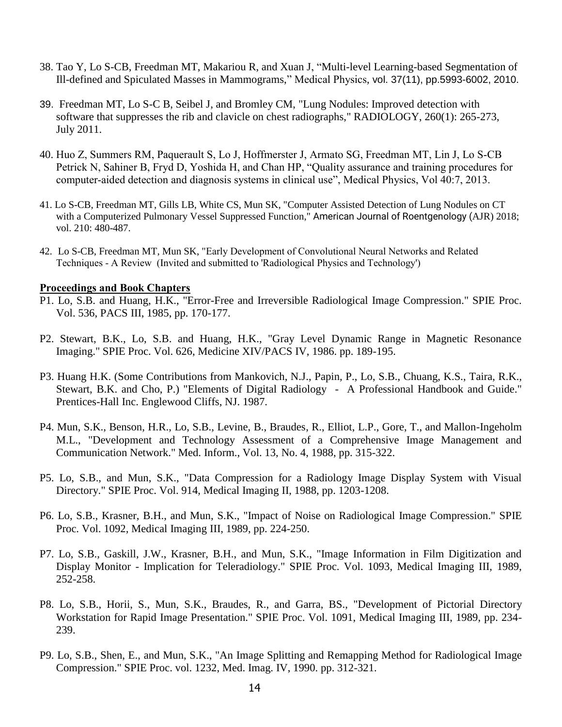38. Tao Y, Lo S-CB, Freedman MT, Makariou R, and Xuan J, “Multi-level Learning-based Segmentation of Ill-defined and Spiculated Masses in Mammograms,” Medical Physics, vol. 37(11), pp.5993-6002, 2010.

39. Freedman MT, Lo S-C B, Seibel J, and Bromley CM, "Lung Nodules: Improved detection with software that suppresses the rib and clavicle on chest radiographs," RADIOLOGY, 260(1): 265-273, July 2011.

40. Huo Z, Summers RM, Paquerault S, Lo J, Hoffmerster J, Armato SG, Freedman MT, Lin J, Lo S-CB Petrick N, Sahiner B, Fryd D, Yoshida H, and Chan HP, “Quality assurance and training procedures for computer-aided detection and diagnosis systems in clinical use”, Medical Physics, Vol 40:7, 2013.

41. Lo S-CB, Freedman MT, Gills LB, White CS, Mun SK, "Computer Assisted Detection of Lung Nodules on CT with a Computerized Pulmonary Vessel Suppressed Function," American Journal of Roentgenology (AJR) 2018; vol. 210: 480-487.

42. Lo S-CB, Freedman MT, Mun SK, "Early Development of Convolutional Neural Networks and Related Techniques - A Review (Invited and submitted to 'Radiological Physics and Technology')

**Proceedings and Book Chapters**

P1. Lo, S.B. and Huang, H.K., "Error-Free and Irreversible Radiological Image Compression." SPIE Proc. Vol. 536, PACS III, 1985, pp. 170-177.

P2. Stewart, B.K., Lo, S.B. and Huang, H.K., "Gray Level Dynamic Range in Magnetic Resonance Imaging." SPIE Proc. Vol. 626, Medicine XIV/PACS IV, 1986. pp. 189-195.

P3. Huang H.K. (Some Contributions from Mankovich, N.J., Papin, P., Lo, S.B., Chuang, K.S., Taira, R.K., Stewart, B.K. and Cho, P.) "Elements of Digital Radiology - A Professional Handbook and Guide." Prentices-Hall Inc. Englewood Cliffs, NJ. 1987.

P4. Mun, S.K., Benson, H.R., Lo, S.B., Levine, B., Braudes, R., Elliot, L.P., Gore, T., and Mallon-Ingeholm M.L., "Development and Technology Assessment of a Comprehensive Image Management and Communication Network." Med. Inform., Vol. 13, No. 4, 1988, pp. 315-322.

P5. Lo, S.B., and Mun, S.K., "Data Compression for a Radiology Image Display System with Visual Directory." SPIE Proc. Vol. 914, Medical Imaging II, 1988, pp. 1203-1208.

P6. Lo, S.B., Krasner, B.H., and Mun, S.K., "Impact of Noise on Radiological Image Compression." SPIE Proc. Vol. 1092, Medical Imaging III, 1989, pp. 224-250.

P7. Lo, S.B., Gaskill, J.W., Krasner, B.H., and Mun, S.K., "Image Information in Film Digitization and Display Monitor - Implication for Teleradiology." SPIE Proc. Vol. 1093, Medical Imaging III, 1989, 252-258.

P8. Lo, S.B., Horii, S., Mun, S.K., Braudes, R., and Garra, BS., "Development of Pictorial Directory Workstation for Rapid Image Presentation." SPIE Proc. Vol. 1091, Medical Imaging III, 1989, pp. 234-239.

P9. Lo, S.B., Shen, E., and Mun, S.K., "An Image Splitting and Remapping Method for Radiological Image Compression." SPIE Proc. vol. 1232, Med. Imag. IV, 1990. pp. 312-321.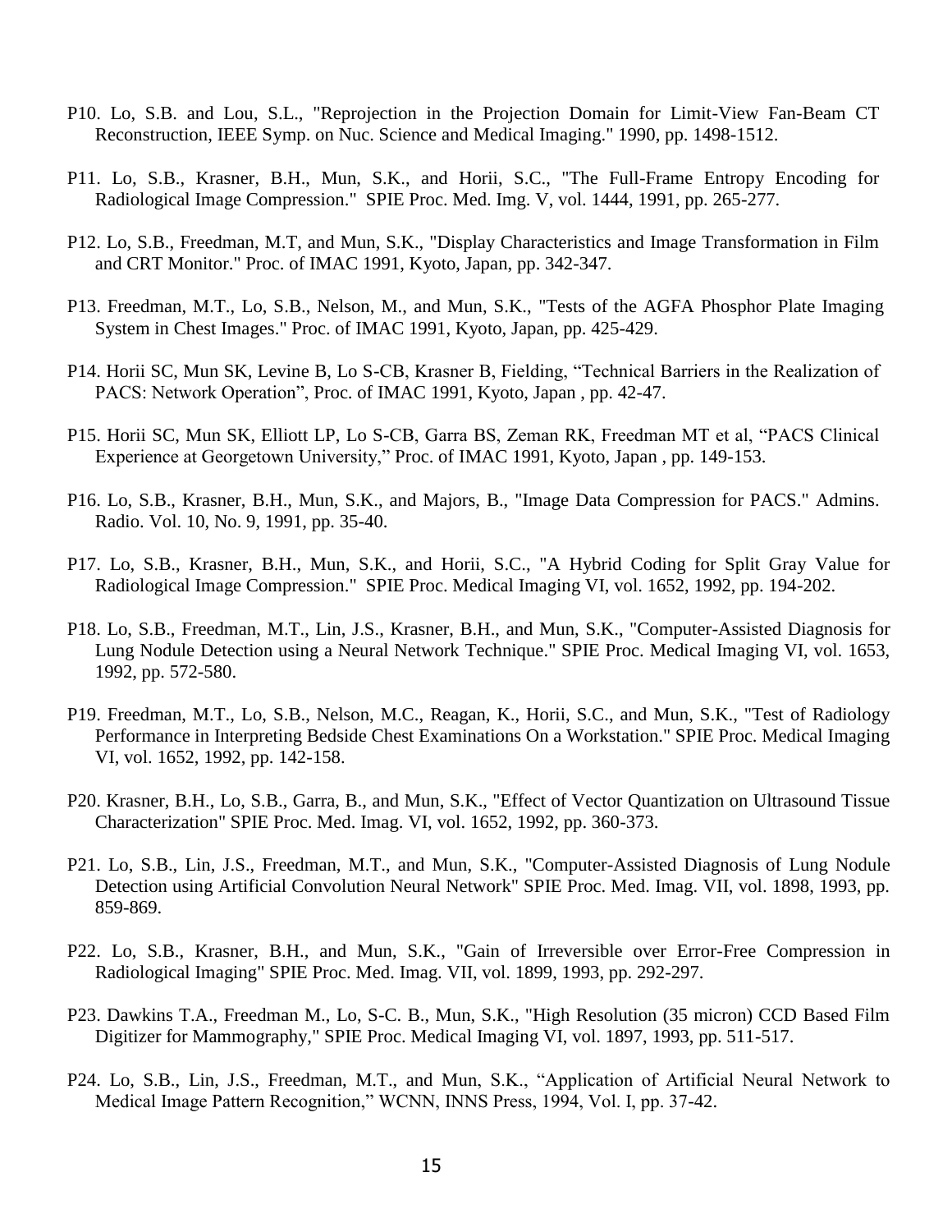P10. Lo, S.B. and Lou, S.L., "Reprojection in the Projection Domain for Limit-View Fan-Beam CT Reconstruction, IEEE Symp. on Nuc. Science and Medical Imaging." 1990, pp. 1498-1512.

P11. Lo, S.B., Krasner, B.H., Mun, S.K., and Horii, S.C., "The Full-Frame Entropy Encoding for Radiological Image Compression." SPIE Proc. Med. Img. V, vol. 1444, 1991, pp. 265-277.

P12. Lo, S.B., Freedman, M.T, and Mun, S.K., "Display Characteristics and Image Transformation in Film and CRT Monitor." Proc. of IMAC 1991, Kyoto, Japan, pp. 342-347.

P13. Freedman, M.T., Lo, S.B., Nelson, M., and Mun, S.K., "Tests of the AGFA Phosphor Plate Imaging System in Chest Images." Proc. of IMAC 1991, Kyoto, Japan, pp. 425-429.

P14. Horii SC, Mun SK, Levine B, Lo S-CB, Krasner B, Fielding, "Technical Barriers in the Realization of PACS: Network Operation", Proc. of IMAC 1991, Kyoto, Japan , pp. 42-47.

P15. Horii SC, Mun SK, Elliott LP, Lo S-CB, Garra BS, Zeman RK, Freedman MT et al, "PACS Clinical Experience at Georgetown University," Proc. of IMAC 1991, Kyoto, Japan , pp. 149-153.

P16. Lo, S.B., Krasner, B.H., Mun, S.K., and Majors, B., "Image Data Compression for PACS." Admins. Radio. Vol. 10, No. 9, 1991, pp. 35-40.

P17. Lo, S.B., Krasner, B.H., Mun, S.K., and Horii, S.C., "A Hybrid Coding for Split Gray Value for Radiological Image Compression." SPIE Proc. Medical Imaging VI, vol. 1652, 1992, pp. 194-202.

P18. Lo, S.B., Freedman, M.T., Lin, J.S., Krasner, B.H., and Mun, S.K., "Computer-Assisted Diagnosis for Lung Nodule Detection using a Neural Network Technique." SPIE Proc. Medical Imaging VI, vol. 1653, 1992, pp. 572-580.

P19. Freedman, M.T., Lo, S.B., Nelson, M.C., Reagan, K., Horii, S.C., and Mun, S.K., "Test of Radiology Performance in Interpreting Bedside Chest Examinations On a Workstation." SPIE Proc. Medical Imaging VI, vol. 1652, 1992, pp. 142-158.

P20. Krasner, B.H., Lo, S.B., Garra, B., and Mun, S.K., "Effect of Vector Quantization on Ultrasound Tissue Characterization" SPIE Proc. Med. Imag. VI, vol. 1652, 1992, pp. 360-373.

P21. Lo, S.B., Lin, J.S., Freedman, M.T., and Mun, S.K., "Computer-Assisted Diagnosis of Lung Nodule Detection using Artificial Convolution Neural Network" SPIE Proc. Med. Imag. VII, vol. 1898, 1993, pp. 859-869.

P22. Lo, S.B., Krasner, B.H., and Mun, S.K., "Gain of Irreversible over Error-Free Compression in Radiological Imaging" SPIE Proc. Med. Imag. VII, vol. 1899, 1993, pp. 292-297.

P23. Dawkins T.A., Freedman M., Lo, S-C. B., Mun, S.K., "High Resolution (35 micron) CCD Based Film Digitizer for Mammography," SPIE Proc. Medical Imaging VI, vol. 1897, 1993, pp. 511-517.

P24. Lo, S.B., Lin, J.S., Freedman, M.T., and Mun, S.K., "Application of Artificial Neural Network to Medical Image Pattern Recognition," WCNN, INNS Press, 1994, Vol. I, pp. 37-42.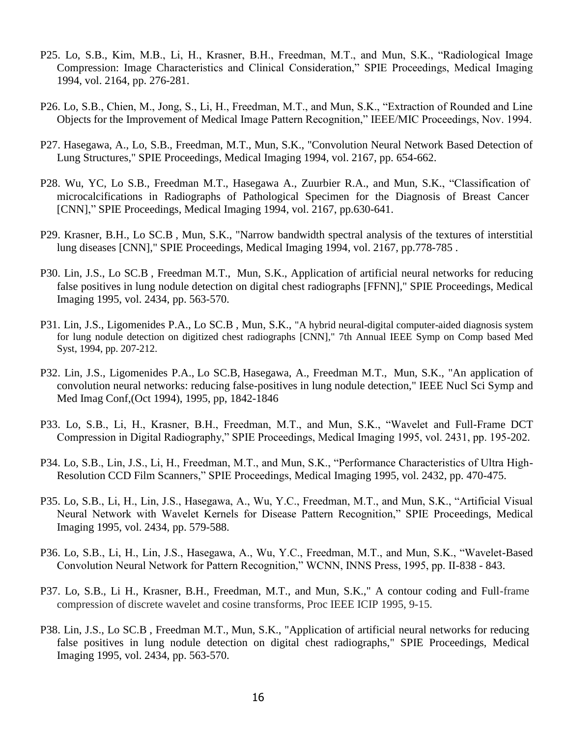P25. Lo, S.B., Kim, M.B., Li, H., Krasner, B.H., Freedman, M.T., and Mun, S.K., "Radiological Image Compression: Image Characteristics and Clinical Consideration," SPIE Proceedings, Medical Imaging 1994, vol. 2164, pp. 276-281.

P26. Lo, S.B., Chien, M., Jong, S., Li, H., Freedman, M.T., and Mun, S.K., "Extraction of Rounded and Line Objects for the Improvement of Medical Image Pattern Recognition," IEEE/MIC Proceedings, Nov. 1994.

P27. Hasegawa, A., Lo, S.B., Freedman, M.T., Mun, S.K., "Convolution Neural Network Based Detection of Lung Structures," SPIE Proceedings, Medical Imaging 1994, vol. 2167, pp. 654-662.

P28. Wu, YC, Lo S.B., Freedman M.T., Hasegawa A., Zuurbier R.A., and Mun, S.K., "Classification of microcalcifications in Radiographs of Pathological Specimen for the Diagnosis of Breast Cancer [CNN]," SPIE Proceedings, Medical Imaging 1994, vol. 2167, pp.630-641.

P29. Krasner, B.H., Lo SC.B , Mun, S.K., "Narrow bandwidth spectral analysis of the textures of interstitial lung diseases [CNN]," SPIE Proceedings, Medical Imaging 1994, vol. 2167, pp.778-785 .

P30. Lin, J.S., Lo SC.B , Freedman M.T., Mun, S.K., Application of artificial neural networks for reducing false positives in lung nodule detection on digital chest radiographs [FFNN]," SPIE Proceedings, Medical Imaging 1995, vol. 2434, pp. 563-570.

P31. Lin, J.S., Ligomenides P.A., Lo SC.B , Mun, S.K., "A hybrid neural-digital computer-aided diagnosis system for lung nodule detection on digitized chest radiographs [CNN]," 7th Annual IEEE Symp on Comp based Med Syst, 1994, pp. 207-212.

P32. Lin, J.S., Ligomenides P.A., Lo SC.B, Hasegawa, A., Freedman M.T., Mun, S.K., "An application of convolution neural networks: reducing false-positives in lung nodule detection," IEEE Nucl Sci Symp and Med Imag Conf,(Oct 1994), 1995, pp, 1842-1846

P33. Lo, S.B., Li, H., Krasner, B.H., Freedman, M.T., and Mun, S.K., "Wavelet and Full-Frame DCT Compression in Digital Radiography," SPIE Proceedings, Medical Imaging 1995, vol. 2431, pp. 195-202.

P34. Lo, S.B., Lin, J.S., Li, H., Freedman, M.T., and Mun, S.K., "Performance Characteristics of Ultra High-Resolution CCD Film Scanners," SPIE Proceedings, Medical Imaging 1995, vol. 2432, pp. 470-475.

P35. Lo, S.B., Li, H., Lin, J.S., Hasegawa, A., Wu, Y.C., Freedman, M.T., and Mun, S.K., "Artificial Visual Neural Network with Wavelet Kernels for Disease Pattern Recognition," SPIE Proceedings, Medical Imaging 1995, vol. 2434, pp. 579-588.

P36. Lo, S.B., Li, H., Lin, J.S., Hasegawa, A., Wu, Y.C., Freedman, M.T., and Mun, S.K., "Wavelet-Based Convolution Neural Network for Pattern Recognition," WCNN, INNS Press, 1995, pp. II-838 - 843.

P37. Lo, S.B., Li H., Krasner, B.H., Freedman, M.T., and Mun, S.K.," A contour coding and Full-frame compression of discrete wavelet and cosine transforms, Proc IEEE ICIP 1995, 9-15.

P38. Lin, J.S., Lo SC.B , Freedman M.T., Mun, S.K., "Application of artificial neural networks for reducing false positives in lung nodule detection on digital chest radiographs," SPIE Proceedings, Medical Imaging 1995, vol. 2434, pp. 563-570.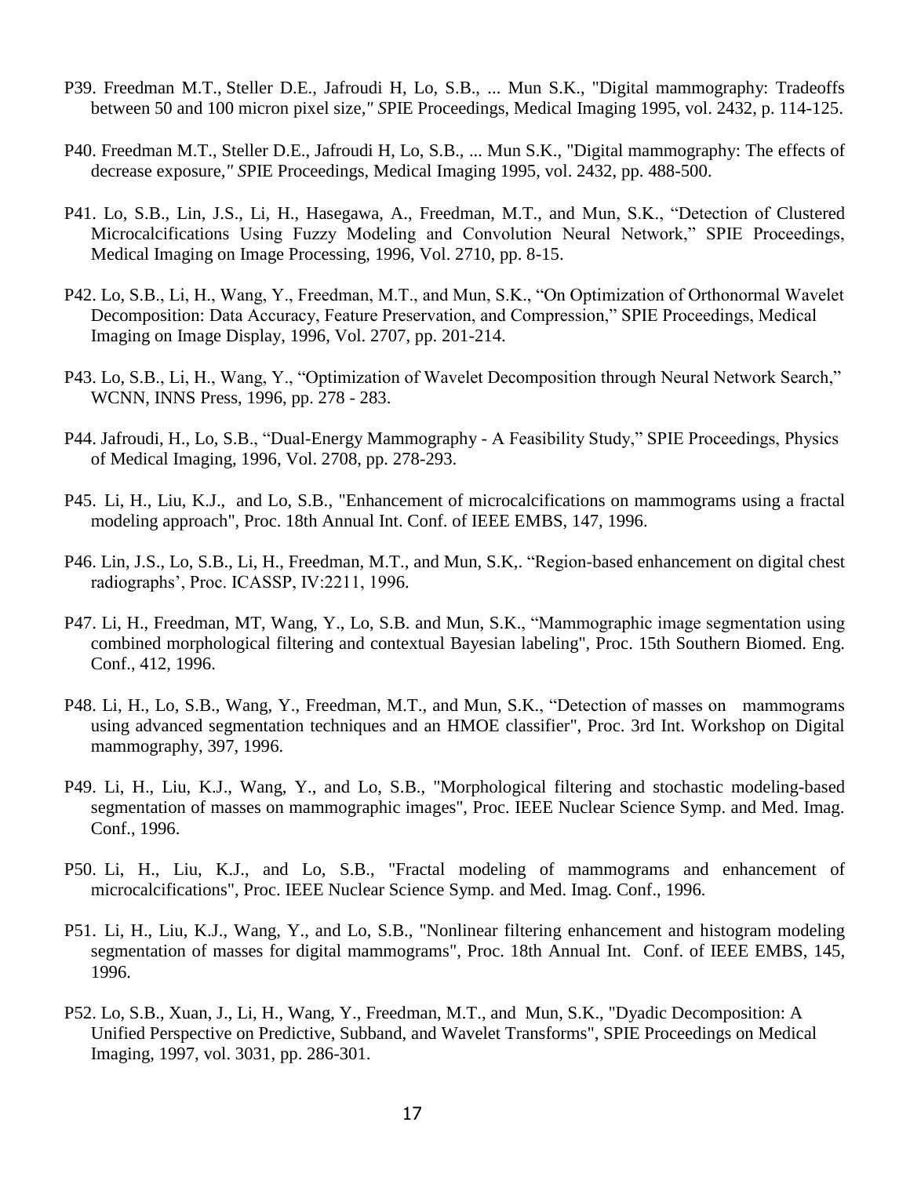P39. Freedman M.T., Steller D.E., Jafroudi H, Lo, S.B., ... Mun S.K., "Digital mammography: Tradeoffs between 50 and 100 micron pixel size," SPIE Proceedings, Medical Imaging 1995, vol. 2432, p. 114-125.

P40. Freedman M.T., Steller D.E., Jafroudi H, Lo, S.B., ... Mun S.K., "Digital mammography: The effects of decrease exposure," SPIE Proceedings, Medical Imaging 1995, vol. 2432, pp. 488-500.

P41. Lo, S.B., Lin, J.S., Li, H., Hasegawa, A., Freedman, M.T., and Mun, S.K., "Detection of Clustered Microcalcifications Using Fuzzy Modeling and Convolution Neural Network," SPIE Proceedings, Medical Imaging on Image Processing, 1996, Vol. 2710, pp. 8-15.

P42. Lo, S.B., Li, H., Wang, Y., Freedman, M.T., and Mun, S.K., "On Optimization of Orthonormal Wavelet Decomposition: Data Accuracy, Feature Preservation, and Compression," SPIE Proceedings, Medical Imaging on Image Display, 1996, Vol. 2707, pp. 201-214.

P43. Lo, S.B., Li, H., Wang, Y., "Optimization of Wavelet Decomposition through Neural Network Search," WCNN, INNS Press, 1996, pp. 278 - 283.

P44. Jafroudi, H., Lo, S.B., "Dual-Energy Mammography - A Feasibility Study," SPIE Proceedings, Physics of Medical Imaging, 1996, Vol. 2708, pp. 278-293.

P45. Li, H., Liu, K.J., and Lo, S.B., "Enhancement of microcalcifications on mammograms using a fractal modeling approach", Proc. 18th Annual Int. Conf. of IEEE EMBS, 147, 1996.

P46. Lin, J.S., Lo, S.B., Li, H., Freedman, M.T., and Mun, S.K,. "Region-based enhancement on digital chest radiographs', Proc. ICASSP, IV:2211, 1996.

P47. Li, H., Freedman, MT, Wang, Y., Lo, S.B. and Mun, S.K., "Mammographic image segmentation using combined morphological filtering and contextual Bayesian labeling", Proc. 15th Southern Biomed. Eng. Conf., 412, 1996.

P48. Li, H., Lo, S.B., Wang, Y., Freedman, M.T., and Mun, S.K., "Detection of masses on mammograms using advanced segmentation techniques and an HMOE classifier", Proc. 3rd Int. Workshop on Digital mammography, 397, 1996.

P49. Li, H., Liu, K.J., Wang, Y., and Lo, S.B., "Morphological filtering and stochastic modeling-based segmentation of masses on mammographic images", Proc. IEEE Nuclear Science Symp. and Med. Imag. Conf., 1996.

P50. Li, H., Liu, K.J., and Lo, S.B., "Fractal modeling of mammograms and enhancement of microcalcifications", Proc. IEEE Nuclear Science Symp. and Med. Imag. Conf., 1996.

P51. Li, H., Liu, K.J., Wang, Y., and Lo, S.B., "Nonlinear filtering enhancement and histogram modeling segmentation of masses for digital mammograms", Proc. 18th Annual Int. Conf. of IEEE EMBS, 145, 1996.

P52. Lo, S.B., Xuan, J., Li, H., Wang, Y., Freedman, M.T., and Mun, S.K., "Dyadic Decomposition: A Unified Perspective on Predictive, Subband, and Wavelet Transforms", SPIE Proceedings on Medical Imaging, 1997, vol. 3031, pp. 286-301.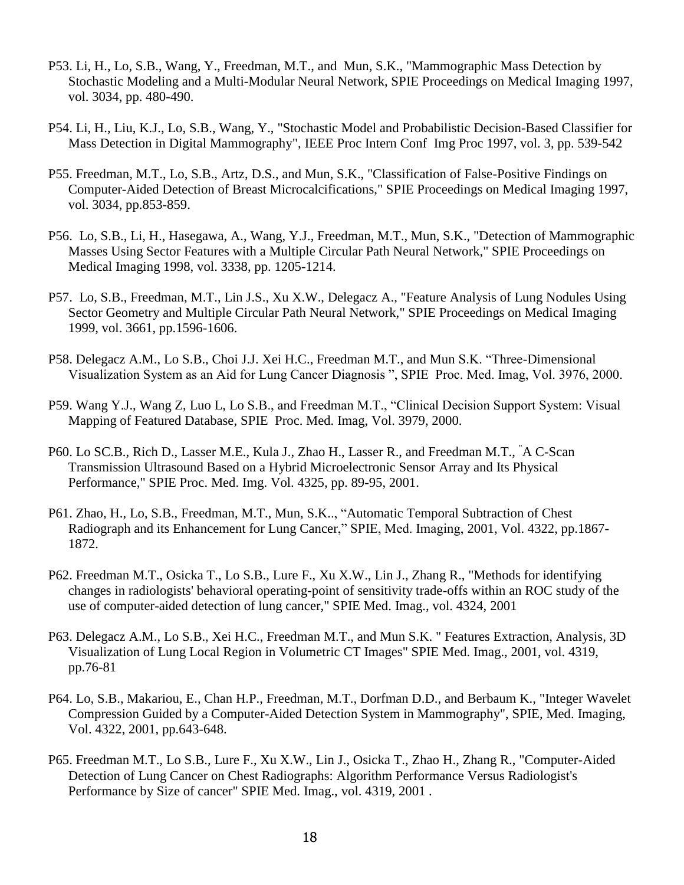P53. Li, H., Lo, S.B., Wang, Y., Freedman, M.T., and  Mun, S.K., "Mammographic Mass Detection by Stochastic Modeling and a Multi-Modular Neural Network, SPIE Proceedings on Medical Imaging 1997, vol. 3034, pp. 480-490.

P54. Li, H., Liu, K.J., Lo, S.B., Wang, Y., "Stochastic Model and Probabilistic Decision-Based Classifier for Mass Detection in Digital Mammography", IEEE Proc Intern Conf  Img Proc 1997, vol. 3, pp. 539-542

P55. Freedman, M.T., Lo, S.B., Artz, D.S., and Mun, S.K., "Classification of False-Positive Findings on Computer-Aided Detection of Breast Microcalcifications," SPIE Proceedings on Medical Imaging 1997, vol. 3034, pp.853-859.

P56.  Lo, S.B., Li, H., Hasegawa, A., Wang, Y.J., Freedman, M.T., Mun, S.K., "Detection of Mammographic Masses Using Sector Features with a Multiple Circular Path Neural Network," SPIE Proceedings on Medical Imaging 1998, vol. 3338, pp. 1205-1214.

P57.  Lo, S.B., Freedman, M.T., Lin J.S., Xu X.W., Delegacz A., "Feature Analysis of Lung Nodules Using Sector Geometry and Multiple Circular Path Neural Network," SPIE Proceedings on Medical Imaging 1999, vol. 3661, pp.1596-1606.

P58. Delegacz A.M., Lo S.B., Choi J.J. Xei H.C., Freedman M.T., and Mun S.K. "Three-Dimensional Visualization System as an Aid for Lung Cancer Diagnosis ", SPIE  Proc. Med. Imag, Vol. 3976, 2000.

P59. Wang Y.J., Wang Z, Luo L, Lo S.B., and Freedman M.T., "Clinical Decision Support System: Visual Mapping of Featured Database, SPIE  Proc. Med. Imag, Vol. 3979, 2000.

P60. Lo SC.B., Rich D., Lasser M.E., Kula J., Zhao H., Lasser R., and Freedman M.T., "A C-Scan Transmission Ultrasound Based on a Hybrid Microelectronic Sensor Array and Its Physical Performance," SPIE Proc. Med. Img. Vol. 4325, pp. 89-95, 2001.

P61. Zhao, H., Lo, S.B., Freedman, M.T., Mun, S.K.., "Automatic Temporal Subtraction of Chest Radiograph and its Enhancement for Lung Cancer," SPIE, Med. Imaging, 2001, Vol. 4322, pp.1867-1872.

P62. Freedman M.T., Osicka T., Lo S.B., Lure F., Xu X.W., Lin J., Zhang R., "Methods for identifying changes in radiologists' behavioral operating-point of sensitivity trade-offs within an ROC study of the use of computer-aided detection of lung cancer," SPIE Med. Imag., vol. 4324, 2001

P63. Delegacz A.M., Lo S.B., Xei H.C., Freedman M.T., and Mun S.K. " Features Extraction, Analysis, 3D Visualization of Lung Local Region in Volumetric CT Images" SPIE Med. Imag., 2001, vol. 4319, pp.76-81

P64. Lo, S.B., Makariou, E., Chan H.P., Freedman, M.T., Dorfman D.D., and Berbaum K., "Integer Wavelet Compression Guided by a Computer-Aided Detection System in Mammography", SPIE, Med. Imaging, Vol. 4322, 2001, pp.643-648.

P65. Freedman M.T., Lo S.B., Lure F., Xu X.W., Lin J., Osicka T., Zhao H., Zhang R., "Computer-Aided Detection of Lung Cancer on Chest Radiographs: Algorithm Performance Versus Radiologist's Performance by Size of cancer" SPIE Med. Imag., vol. 4319, 2001 .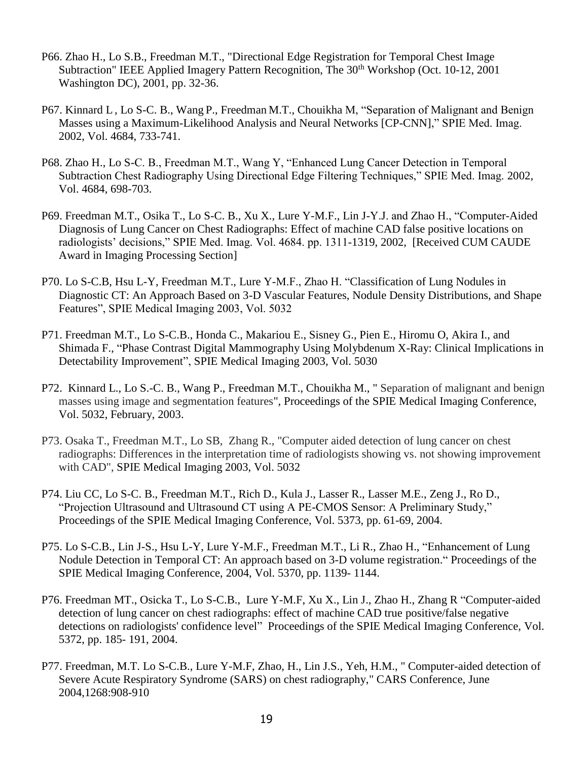P66. Zhao H., Lo S.B., Freedman M.T., "Directional Edge Registration for Temporal Chest Image Subtraction" IEEE Applied Imagery Pattern Recognition, The 30th Workshop (Oct. 10-12, 2001 Washington DC), 2001, pp. 32-36.

P67. Kinnard L , Lo S-C. B., Wang P., Freedman M.T., Chouikha M, "Separation of Malignant and Benign Masses using a Maximum-Likelihood Analysis and Neural Networks [CP-CNN]," SPIE Med. Imag. 2002, Vol. 4684, 733-741.

P68. Zhao H., Lo S-C. B., Freedman M.T., Wang Y, "Enhanced Lung Cancer Detection in Temporal Subtraction Chest Radiography Using Directional Edge Filtering Techniques," SPIE Med. Imag. 2002, Vol. 4684, 698-703.

P69. Freedman M.T., Osika T., Lo S-C. B., Xu X., Lure Y-M.F., Lin J-Y.J. and Zhao H., "Computer-Aided Diagnosis of Lung Cancer on Chest Radiographs: Effect of machine CAD false positive locations on radiologists' decisions," SPIE Med. Imag. Vol. 4684. pp. 1311-1319, 2002, [Received CUM CAUDE Award in Imaging Processing Section]

P70. Lo S-C.B, Hsu L-Y, Freedman M.T., Lure Y-M.F., Zhao H. "Classification of Lung Nodules in Diagnostic CT: An Approach Based on 3-D Vascular Features, Nodule Density Distributions, and Shape Features", SPIE Medical Imaging 2003, Vol. 5032

P71. Freedman M.T., Lo S-C.B., Honda C., Makariou E., Sisney G., Pien E., Hiromu O, Akira I., and Shimada F., "Phase Contrast Digital Mammography Using Molybdenum X-Ray: Clinical Implications in Detectability Improvement", SPIE Medical Imaging 2003, Vol. 5030

P72. Kinnard L., Lo S.-C. B., Wang P., Freedman M.T., Chouikha M., " Separation of malignant and benign masses using image and segmentation features", Proceedings of the SPIE Medical Imaging Conference, Vol. 5032, February, 2003.

P73. Osaka T., Freedman M.T., Lo SB, Zhang R., "Computer aided detection of lung cancer on chest radiographs: Differences in the interpretation time of radiologists showing vs. not showing improvement with CAD", SPIE Medical Imaging 2003, Vol. 5032

P74. Liu CC, Lo S-C. B., Freedman M.T., Rich D., Kula J., Lasser R., Lasser M.E., Zeng J., Ro D., "Projection Ultrasound and Ultrasound CT using A PE-CMOS Sensor: A Preliminary Study," Proceedings of the SPIE Medical Imaging Conference, Vol. 5373, pp. 61-69, 2004.

P75. Lo S-C.B., Lin J-S., Hsu L-Y, Lure Y-M.F., Freedman M.T., Li R., Zhao H., "Enhancement of Lung Nodule Detection in Temporal CT: An approach based on 3-D volume registration." Proceedings of the SPIE Medical Imaging Conference, 2004, Vol. 5370, pp. 1139- 1144.

P76. Freedman MT., Osicka T., Lo S-C.B., Lure Y-M.F, Xu X., Lin J., Zhao H., Zhang R "Computer-aided detection of lung cancer on chest radiographs: effect of machine CAD true positive/false negative detections on radiologists' confidence level" Proceedings of the SPIE Medical Imaging Conference, Vol. 5372, pp. 185- 191, 2004.

P77. Freedman, M.T. Lo S-C.B., Lure Y-M.F, Zhao, H., Lin J.S., Yeh, H.M., " Computer-aided detection of Severe Acute Respiratory Syndrome (SARS) on chest radiography," CARS Conference, June 2004,1268:908-910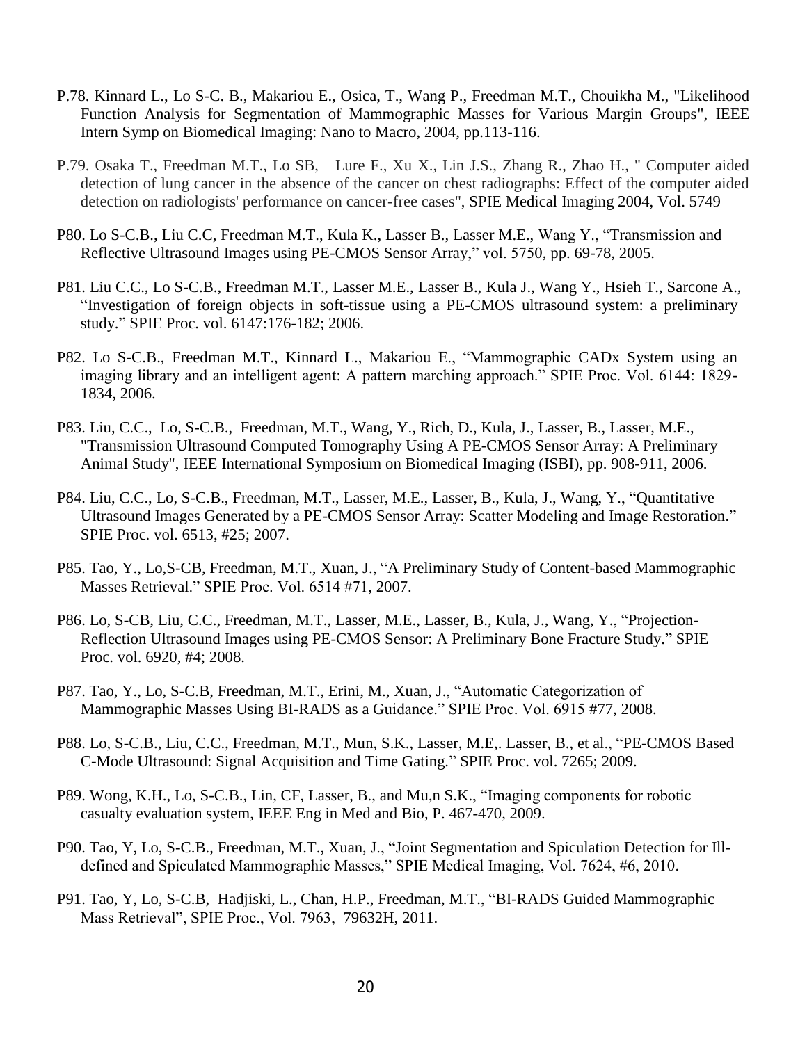P.78. Kinnard L., Lo S-C. B., Makariou E., Osica, T., Wang P., Freedman M.T., Chouikha M., "Likelihood Function Analysis for Segmentation of Mammographic Masses for Various Margin Groups", IEEE Intern Symp on Biomedical Imaging: Nano to Macro, 2004, pp.113-116.

P.79. Osaka T., Freedman M.T., Lo SB, Lure F., Xu X., Lin J.S., Zhang R., Zhao H., " Computer aided detection of lung cancer in the absence of the cancer on chest radiographs: Effect of the computer aided detection on radiologists' performance on cancer-free cases", SPIE Medical Imaging 2004, Vol. 5749

P80. Lo S-C.B., Liu C.C, Freedman M.T., Kula K., Lasser B., Lasser M.E., Wang Y., "Transmission and Reflective Ultrasound Images using PE-CMOS Sensor Array," vol. 5750, pp. 69-78, 2005.

P81. Liu C.C., Lo S-C.B., Freedman M.T., Lasser M.E., Lasser B., Kula J., Wang Y., Hsieh T., Sarcone A., "Investigation of foreign objects in soft-tissue using a PE-CMOS ultrasound system: a preliminary study." SPIE Proc. vol. 6147:176-182; 2006.

P82. Lo S-C.B., Freedman M.T., Kinnard L., Makariou E., "Mammographic CADx System using an imaging library and an intelligent agent: A pattern marching approach." SPIE Proc. Vol. 6144: 1829-1834, 2006.

P83. Liu, C.C., Lo, S-C.B., Freedman, M.T., Wang, Y., Rich, D., Kula, J., Lasser, B., Lasser, M.E., "Transmission Ultrasound Computed Tomography Using A PE-CMOS Sensor Array: A Preliminary Animal Study", IEEE International Symposium on Biomedical Imaging (ISBI), pp. 908-911, 2006.

P84. Liu, C.C., Lo, S-C.B., Freedman, M.T., Lasser, M.E., Lasser, B., Kula, J., Wang, Y., "Quantitative Ultrasound Images Generated by a PE-CMOS Sensor Array: Scatter Modeling and Image Restoration." SPIE Proc. vol. 6513, #25; 2007.

P85. Tao, Y., Lo,S-CB, Freedman, M.T., Xuan, J., "A Preliminary Study of Content-based Mammographic Masses Retrieval." SPIE Proc. Vol. 6514 #71, 2007.

P86. Lo, S-CB, Liu, C.C., Freedman, M.T., Lasser, M.E., Lasser, B., Kula, J., Wang, Y., "Projection-Reflection Ultrasound Images using PE-CMOS Sensor: A Preliminary Bone Fracture Study." SPIE Proc. vol. 6920, #4; 2008.

P87. Tao, Y., Lo, S-C.B, Freedman, M.T., Erini, M., Xuan, J., "Automatic Categorization of Mammographic Masses Using BI-RADS as a Guidance." SPIE Proc. Vol. 6915 #77, 2008.

P88. Lo, S-C.B., Liu, C.C., Freedman, M.T., Mun, S.K., Lasser, M.E,. Lasser, B., et al., "PE-CMOS Based C-Mode Ultrasound: Signal Acquisition and Time Gating." SPIE Proc. vol. 7265; 2009.

P89. Wong, K.H., Lo, S-C.B., Lin, CF, Lasser, B., and Mu,n S.K., "Imaging components for robotic casualty evaluation system, IEEE Eng in Med and Bio, P. 467-470, 2009.

P90. Tao, Y, Lo, S-C.B., Freedman, M.T., Xuan, J., "Joint Segmentation and Spiculation Detection for Ill-defined and Spiculated Mammographic Masses," SPIE Medical Imaging, Vol. 7624, #6, 2010.

P91. Tao, Y, Lo, S-C.B, Hadjiski, L., Chan, H.P., Freedman, M.T., "BI-RADS Guided Mammographic Mass Retrieval", SPIE Proc., Vol. 7963, 79632H, 2011.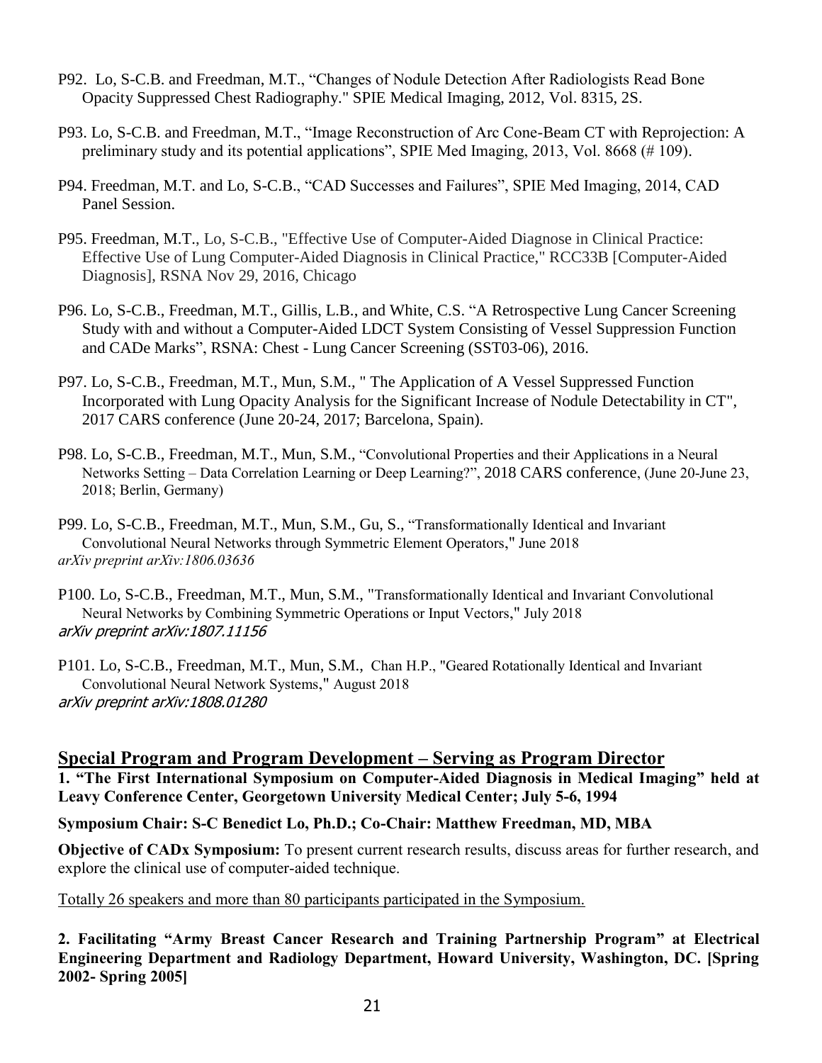P92. Lo, S-C.B. and Freedman, M.T., "Changes of Nodule Detection After Radiologists Read Bone Opacity Suppressed Chest Radiography." SPIE Medical Imaging, 2012, Vol. 8315, 2S.

P93. Lo, S-C.B. and Freedman, M.T., "Image Reconstruction of Arc Cone-Beam CT with Reprojection: A preliminary study and its potential applications", SPIE Med Imaging, 2013, Vol. 8668 (# 109).

P94. Freedman, M.T. and Lo, S-C.B., "CAD Successes and Failures", SPIE Med Imaging, 2014, CAD Panel Session.

P95. Freedman, M.T., Lo, S-C.B., "Effective Use of Computer-Aided Diagnose in Clinical Practice: Effective Use of Lung Computer-Aided Diagnosis in Clinical Practice," RCC33B [Computer-Aided Diagnosis], RSNA Nov 29, 2016, Chicago

P96. Lo, S-C.B., Freedman, M.T., Gillis, L.B., and White, C.S. "A Retrospective Lung Cancer Screening Study with and without a Computer-Aided LDCT System Consisting of Vessel Suppression Function and CADe Marks", RSNA: Chest - Lung Cancer Screening (SST03-06), 2016.

P97. Lo, S-C.B., Freedman, M.T., Mun, S.M., " The Application of A Vessel Suppressed Function Incorporated with Lung Opacity Analysis for the Significant Increase of Nodule Detectability in CT", 2017 CARS conference (June 20-24, 2017; Barcelona, Spain).

P98. Lo, S-C.B., Freedman, M.T., Mun, S.M., "Convolutional Properties and their Applications in a Neural Networks Setting – Data Correlation Learning or Deep Learning?", 2018 CARS conference, (June 20-June 23, 2018; Berlin, Germany)

P99. Lo, S-C.B., Freedman, M.T., Mun, S.M., Gu, S., "Transformationally Identical and Invariant Convolutional Neural Networks through Symmetric Element Operators," June 2018 *arXiv preprint arXiv:1806.03636*

P100. Lo, S-C.B., Freedman, M.T., Mun, S.M., "Transformationally Identical and Invariant Convolutional Neural Networks by Combining Symmetric Operations or Input Vectors," July 2018 *arXiv preprint arXiv:1807.11156*

P101. Lo, S-C.B., Freedman, M.T., Mun, S.M., Chan H.P., "Geared Rotationally Identical and Invariant Convolutional Neural Network Systems," August 2018 *arXiv preprint arXiv:1808.01280*

## Special Program and Program Development – Serving as Program Director

**1. "The First International Symposium on Computer-Aided Diagnosis in Medical Imaging" held at Leavy Conference Center, Georgetown University Medical Center; July 5-6, 1994**

**Symposium Chair: S-C Benedict Lo, Ph.D.; Co-Chair: Matthew Freedman, MD, MBA**

**Objective of CADx Symposium:** To present current research results, discuss areas for further research, and explore the clinical use of computer-aided technique.

Totally 26 speakers and more than 80 participants participated in the Symposium.

**2. Facilitating "Army Breast Cancer Research and Training Partnership Program" at Electrical Engineering Department and Radiology Department, Howard University, Washington, DC. [Spring 2002- Spring 2005]**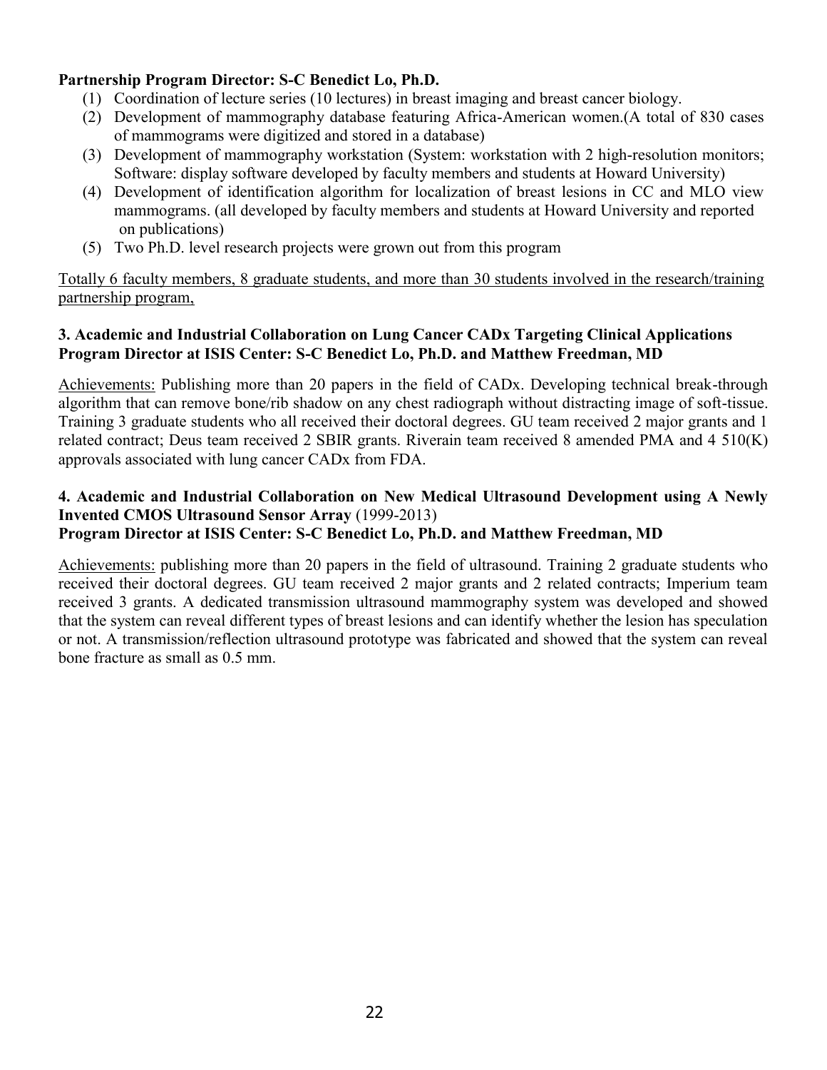**Partnership Program Director: S-C Benedict Lo, Ph.D.**

1. Coordination of lecture series (10 lectures) in breast imaging and breast cancer biology.
2. Development of mammography database featuring Africa-American women.(A total of 830 cases of mammograms were digitized and stored in a database)
3. Development of mammography workstation (System: workstation with 2 high-resolution monitors; Software: display software developed by faculty members and students at Howard University)
4. Development of identification algorithm for localization of breast lesions in CC and MLO view mammograms. (all developed by faculty members and students at Howard University and reported on publications)
5. Two Ph.D. level research projects were grown out from this program

<u>Totally 6 faculty members, 8 graduate students, and more than 30 students involved in the research/training partnership program,</u>

**3. Academic and Industrial Collaboration on Lung Cancer CADx Targeting Clinical Applications**
**Program Director at ISIS Center: S-C Benedict Lo, Ph.D. and Matthew Freedman, MD**

<u>Achievements:</u> Publishing more than 20 papers in the field of CADx. Developing technical break-through algorithm that can remove bone/rib shadow on any chest radiograph without distracting image of soft-tissue. Training 3 graduate students who all received their doctoral degrees. GU team received 2 major grants and 1 related contract; Deus team received 2 SBIR grants. Riverain team received 8 amended PMA and 4 510(K) approvals associated with lung cancer CADx from FDA.

**4. Academic and Industrial Collaboration on New Medical Ultrasound Development using A Newly Invented CMOS Ultrasound Sensor Array** (1999-2013)
**Program Director at ISIS Center: S-C Benedict Lo, Ph.D. and Matthew Freedman, MD**

<u>Achievements:</u> publishing more than 20 papers in the field of ultrasound. Training 2 graduate students who received their doctoral degrees. GU team received 2 major grants and 2 related contracts; Imperium team received 3 grants. A dedicated transmission ultrasound mammography system was developed and showed that the system can reveal different types of breast lesions and can identify whether the lesion has speculation or not. A transmission/reflection ultrasound prototype was fabricated and showed that the system can reveal bone fracture as small as 0.5 mm.